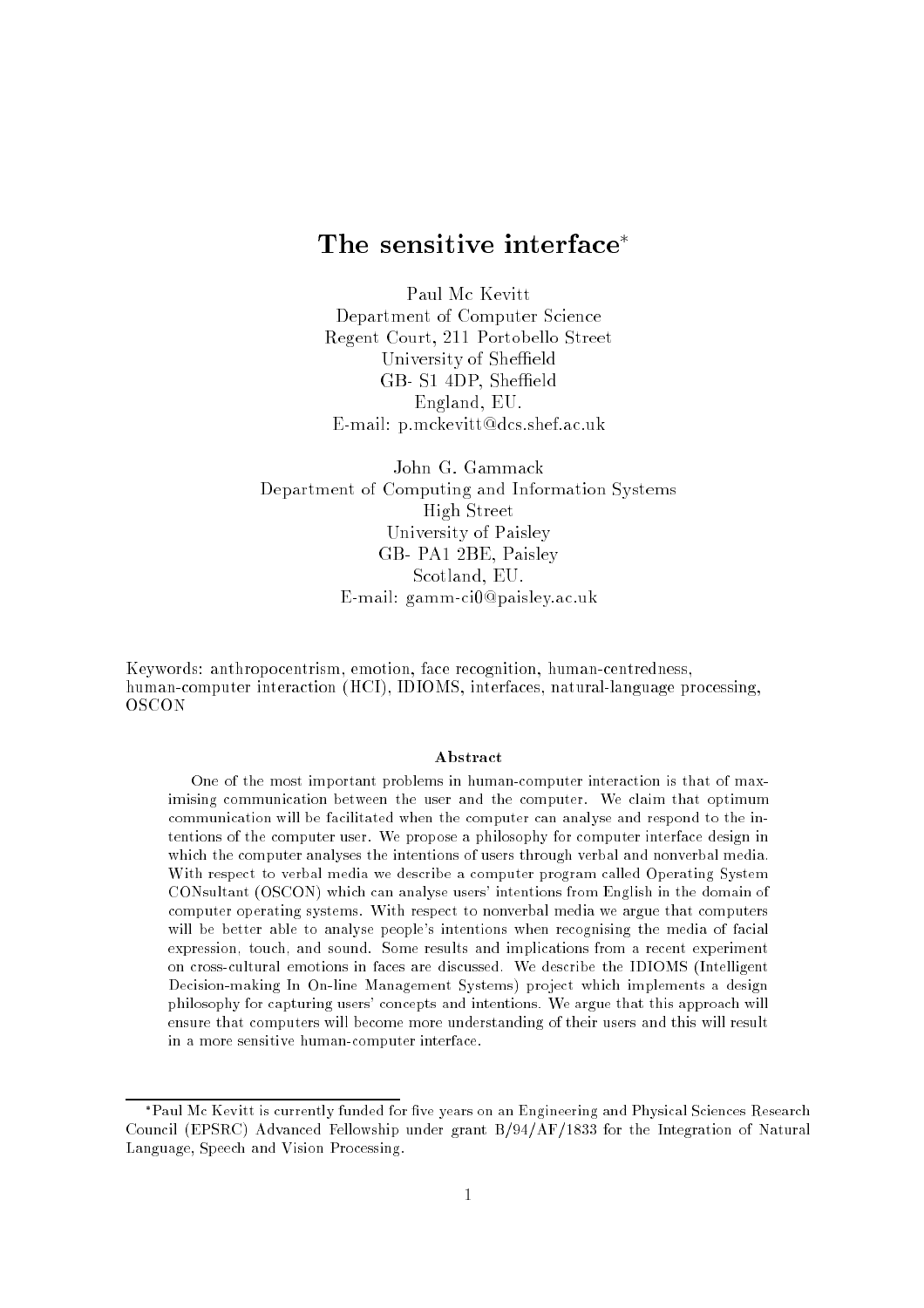# The sensitive interface*

Paul Mc Kevitt
Department of Computer Science
Regent Court, 211 Portobello Street
University of Sheffield
GB- S1 4DP, Sheffield
England, EU.
E-mail: p.mckevitt@dcs.shef.ac.uk

John G. Gammack
Department of Computing and Information Systems
High Street
University of Paisley
GB- PA1 2BE, Paisley
Scotland, EU.
E-mail: gamm-ci0@paisley.ac.uk

Keywords: anthropocentrism, emotion, face recognition, human-centredness, human-computer interaction (HCI), IDIOMS, interfaces, natural-language processing, OSCON

### Abstract

One of the most important problems in human-computer interaction is that of maximising communication between the user and the computer. We claim that optimum communication will be facilitated when the computer can analyse and respond to the intentions of the computer user. We propose a philosophy for computer interface design in which the computer analyses the intentions of users through verbal and nonverbal media. With respect to verbal media we describe a computer program called Operating System CONsultant (OSCON) which can analyse users' intentions from English in the domain of computer operating systems. With respect to nonverbal media we argue that computers will be better able to analyse people's intentions when recognising the media of facial expression, touch, and sound. Some results and implications from a recent experiment on cross-cultural emotions in faces are discussed. We describe the IDIOMS (Intelligent Decision-making In On-line Management Systems) project which implements a design philosophy for capturing users' concepts and intentions. We argue that this approach will ensure that computers will become more understanding of their users and this will result in a more sensitive human-computer interface.

*Paul Mc Kevitt is currently funded for five years on an Engineering and Physical Sciences Research Council (EPSRC) Advanced Fellowship under grant B/94/AF/1833 for the Integration of Natural Language, Speech and Vision Processing.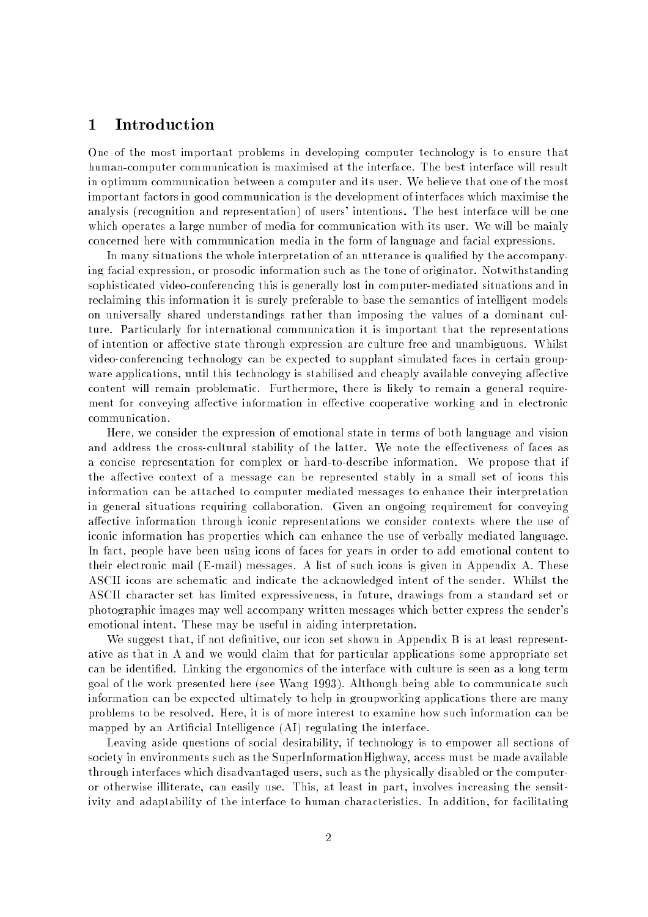# 1 Introduction

One of the most important problems in developing computer technology is to ensure that human-computer communication is maximised at the interface. The best interface will result in optimum communication between a computer and its user. We believe that one of the most important factors in good communication is the development of interfaces which maximise the analysis (recognition and representation) of users' intentions. The best interface will be one which operates a large number of media for communication with its user. We will be mainly concerned here with communication media in the form of language and facial expressions.

In many situations the whole interpretation of an utterance is qualified by the accompanying facial expression, or prosodic information such as the tone of originator. Notwithstanding sophisticated video-conferencing this is generally lost in computer-mediated situations and in reclaiming this information it is surely preferable to base the semantics of intelligent models on universally shared understandings rather than imposing the values of a dominant culture. Particularly for international communication it is important that the representations of intention or affective state through expression are culture free and unambiguous. Whilst video-conferencing technology can be expected to supplant simulated faces in certain groupware applications, until this technology is stabilised and cheaply available conveying affective content will remain problematic. Furthermore, there is likely to remain a general requirement for conveying affective information in effective cooperative working and in electronic communication.

Here, we consider the expression of emotional state in terms of both language and vision and address the cross-cultural stability of the latter. We note the effectiveness of faces as a concise representation for complex or hard-to-describe information. We propose that if the affective context of a message can be represented stably in a small set of icons this information can be attached to computer mediated messages to enhance their interpretation in general situations requiring collaboration. Given an ongoing requirement for conveying affective information through iconic representations we consider contexts where the use of iconic information has properties which can enhance the use of verbally mediated language. In fact, people have been using icons of faces for years in order to add emotional content to their electronic mail (E-mail) messages. A list of such icons is given in Appendix A. These ASCII icons are schematic and indicate the acknowledged intent of the sender. Whilst the ASCII character set has limited expressiveness, in future, drawings from a standard set or photographic images may well accompany written messages which better express the sender's emotional intent. These may be useful in aiding interpretation.

We suggest that, if not definitive, our icon set shown in Appendix B is at least representative as that in A and we would claim that for particular applications some appropriate set can be identified. Linking the ergonomics of the interface with culture is seen as a long term goal of the work presented here (see Wang 1993). Although being able to communicate such information can be expected ultimately to help in groupworking applications there are many problems to be resolved. Here, it is of more interest to examine how such information can be mapped by an Artificial Intelligence (AI) regulating the interface.

Leaving aside questions of social desirability, if technology is to empower all sections of society in environments such as the SuperInformationHighway, access must be made available through interfaces which disadvantaged users, such as the physically disabled or the computer- or otherwise illiterate, can easily use. This, at least in part, involves increasing the sensitivity and adaptability of the interface to human characteristics. In addition, for facilitating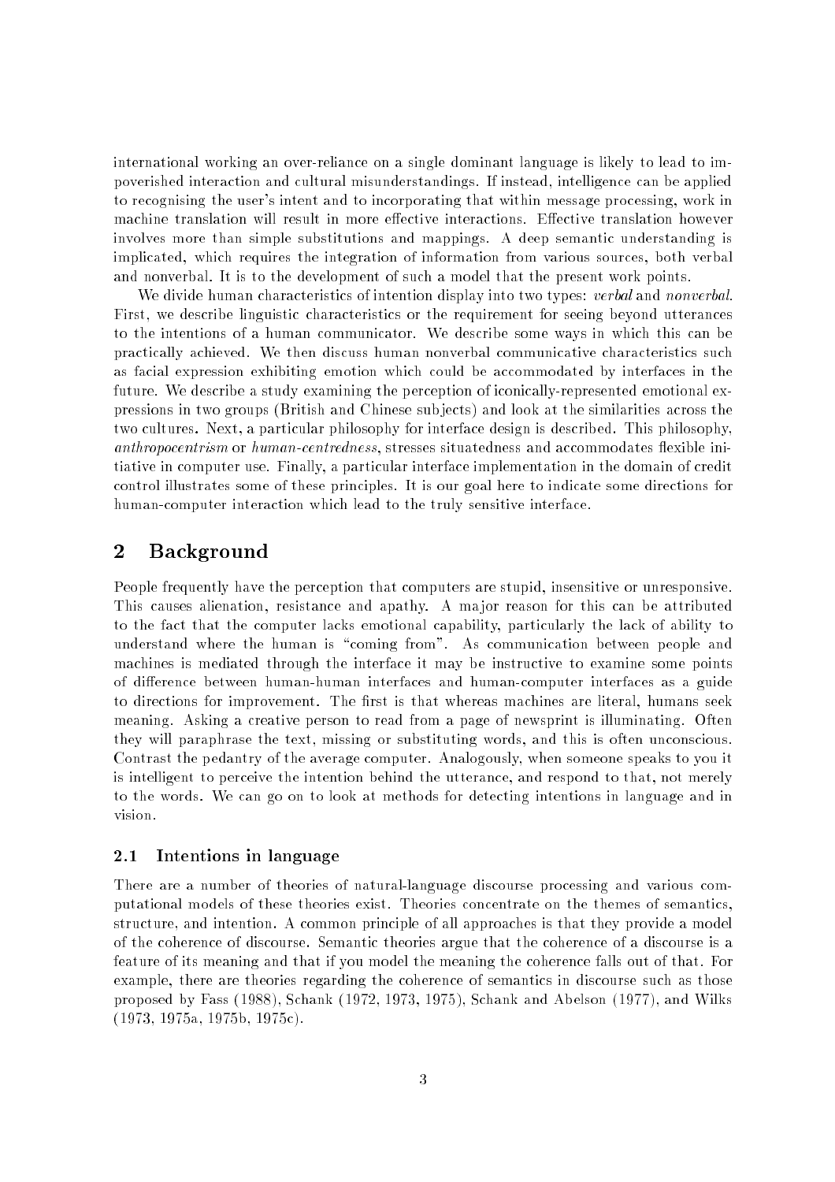international working an over-reliance on a single dominant language is likely to lead to impoverished interaction and cultural misunderstandings. If instead, intelligence can be applied to recognising the user's intent and to incorporating that within message processing, work in machine translation will result in more effective interactions. Effective translation however involves more than simple substitutions and mappings. A deep semantic understanding is implicated, which requires the integration of information from various sources, both verbal and nonverbal. It is to the development of such a model that the present work points.

We divide human characteristics of intention display into two types: *verbal* and *nonverbal*. First, we describe linguistic characteristics or the requirement for seeing beyond utterances to the intentions of a human communicator. We describe some ways in which this can be practically achieved. We then discuss human nonverbal communicative characteristics such as facial expression exhibiting emotion which could be accommodated by interfaces in the future. We describe a study examining the perception of iconically-represented emotional expressions in two groups (British and Chinese subjects) and look at the similarities across the two cultures. Next, a particular philosophy for interface design is described. This philosophy, *anthropocentrism* or *human-centredness*, stresses situatedness and accommodates flexible initiative in computer use. Finally, a particular interface implementation in the domain of credit control illustrates some of these principles. It is our goal here to indicate some directions for human-computer interaction which lead to the truly sensitive interface.

## 2 Background

People frequently have the perception that computers are stupid, insensitive or unresponsive. This causes alienation, resistance and apathy. A major reason for this can be attributed to the fact that the computer lacks emotional capability, particularly the lack of ability to understand where the human is "coming from". As communication between people and machines is mediated through the interface it may be instructive to examine some points of difference between human-human interfaces and human-computer interfaces as a guide to directions for improvement. The first is that whereas machines are literal, humans seek meaning. Asking a creative person to read from a page of newsprint is illuminating. Often they will paraphrase the text, missing or substituting words, and this is often unconscious. Contrast the pedantry of the average computer. Analogously, when someone speaks to you it is intelligent to perceive the intention behind the utterance, and respond to that, not merely to the words. We can go on to look at methods for detecting intentions in language and in vision.

### 2.1 Intentions in language

There are a number of theories of natural-language discourse processing and various computational models of these theories exist. Theories concentrate on the themes of semantics, structure, and intention. A common principle of all approaches is that they provide a model of the coherence of discourse. Semantic theories argue that the coherence of a discourse is a feature of its meaning and that if you model the meaning the coherence falls out of that. For example, there are theories regarding the coherence of semantics in discourse such as those proposed by Fass (1988), Schank (1972, 1973, 1975), Schank and Abelson (1977), and Wilks (1973, 1975a, 1975b, 1975c).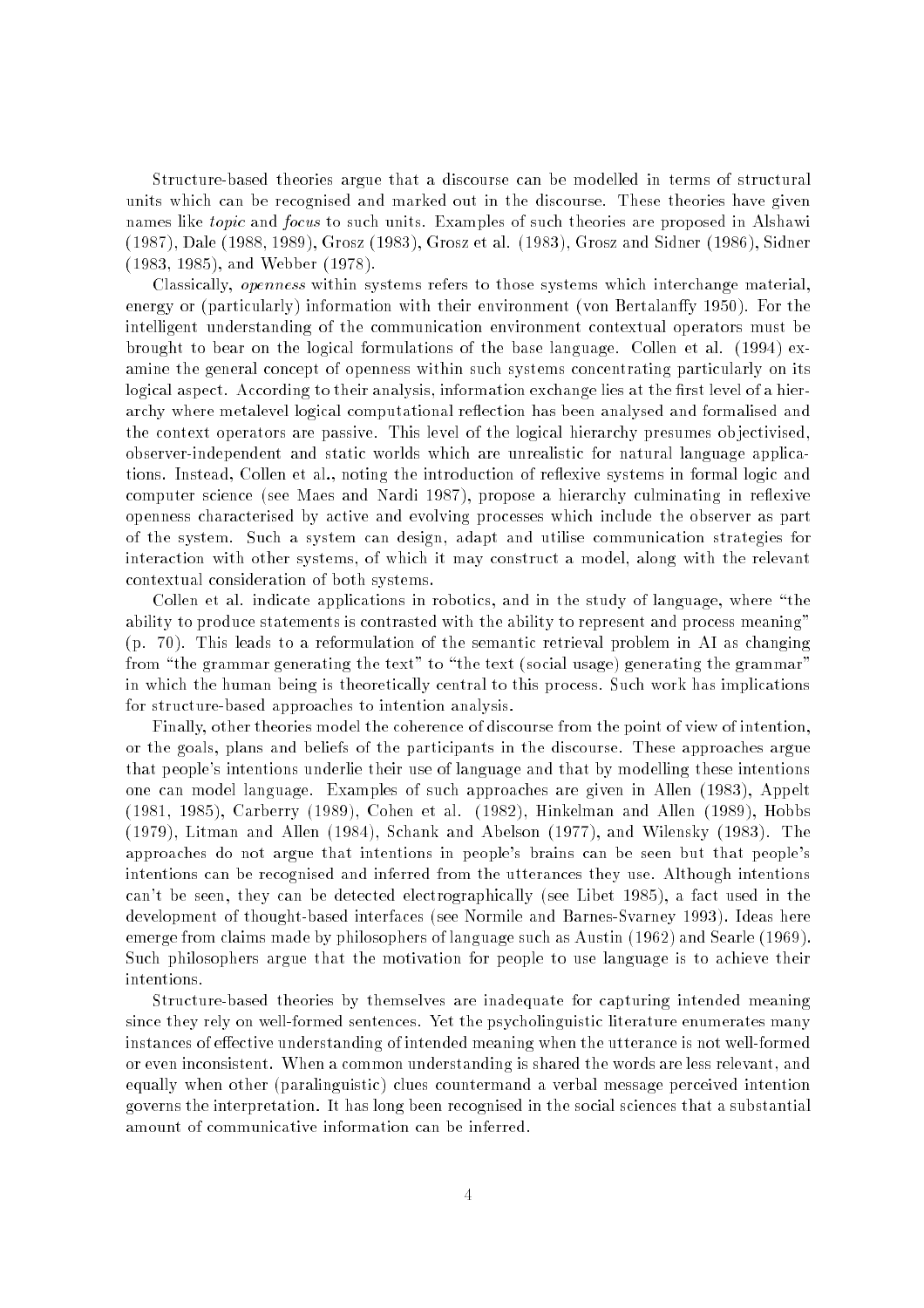Structure-based theories argue that a discourse can be modelled in terms of structural units which can be recognised and marked out in the discourse. These theories have given names like *topic* and *focus* to such units. Examples of such theories are proposed in Alshawi (1987), Dale (1988, 1989), Grosz (1983), Grosz et al. (1983), Grosz and Sidner (1986), Sidner (1983, 1985), and Webber (1978).

Classically, *openness* within systems refers to those systems which interchange material, energy or (particularly) information with their environment (von Bertalanffy 1950). For the intelligent understanding of the communication environment contextual operators must be brought to bear on the logical formulations of the base language. Collen et al. (1994) examine the general concept of openness within such systems concentrating particularly on its logical aspect. According to their analysis, information exchange lies at the first level of a hierarchy where metalevel logical computational reflection has been analysed and formalised and the context operators are passive. This level of the logical hierarchy presumes objectivised, observer-independent and static worlds which are unrealistic for natural language applications. Instead, Collen et al., noting the introduction of reflexive systems in formal logic and computer science (see Maes and Nardi 1987), propose a hierarchy culminating in reflexive openness characterised by active and evolving processes which include the observer as part of the system. Such a system can design, adapt and utilise communication strategies for interaction with other systems, of which it may construct a model, along with the relevant contextual consideration of both systems.

Collen et al. indicate applications in robotics, and in the study of language, where "the ability to produce statements is contrasted with the ability to represent and process meaning" (p. 70). This leads to a reformulation of the semantic retrieval problem in AI as changing from "the grammar generating the text" to "the text (social usage) generating the grammar" in which the human being is theoretically central to this process. Such work has implications for structure-based approaches to intention analysis.

Finally, other theories model the coherence of discourse from the point of view of intention, or the goals, plans and beliefs of the participants in the discourse. These approaches argue that people's intentions underlie their use of language and that by modelling these intentions one can model language. Examples of such approaches are given in Allen (1983), Appelt (1981, 1985), Carberry (1989), Cohen et al. (1982), Hinkelman and Allen (1989), Hobbs (1979), Litman and Allen (1984), Schank and Abelson (1977), and Wilensky (1983). The approaches do not argue that intentions in people's brains can be seen but that people's intentions can be recognised and inferred from the utterances they use. Although intentions can't be seen, they can be detected electrographically (see Libet 1985), a fact used in the development of thought-based interfaces (see Normile and Barnes-Svarney 1993). Ideas here emerge from claims made by philosophers of language such as Austin (1962) and Searle (1969). Such philosophers argue that the motivation for people to use language is to achieve their intentions.

Structure-based theories by themselves are inadequate for capturing intended meaning since they rely on well-formed sentences. Yet the psycholinguistic literature enumerates many instances of effective understanding of intended meaning when the utterance is not well-formed or even inconsistent. When a common understanding is shared the words are less relevant, and equally when other (paralinguistic) clues countermand a verbal message perceived intention governs the interpretation. It has long been recognised in the social sciences that a substantial amount of communicative information can be inferred.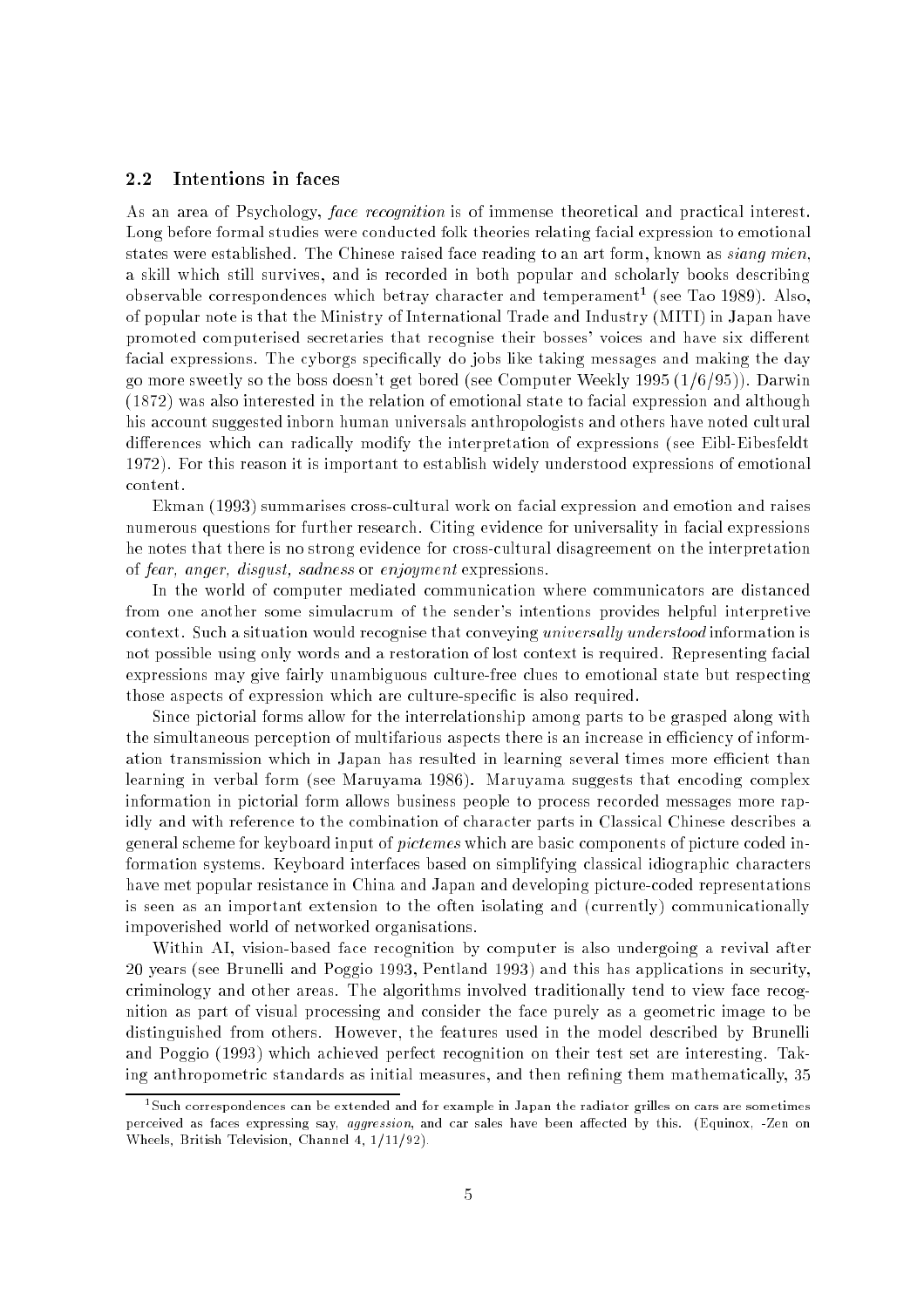### 2.2 Intentions in faces

As an area of Psychology, *face recognition* is of immense theoretical and practical interest. Long before formal studies were conducted folk theories relating facial expression to emotional states were established. The Chinese raised face reading to an art form, known as *siang mien*, a skill which still survives, and is recorded in both popular and scholarly books describing observable correspondences which betray character and temperament[1] (see Tao 1989). Also, of popular note is that the Ministry of International Trade and Industry (MITI) in Japan have promoted computerised secretaries that recognise their bosses' voices and have six different facial expressions. The cyborgs specifically do jobs like taking messages and making the day go more sweetly so the boss doesn't get bored (see Computer Weekly 1995 (1/6/95)). Darwin (1872) was also interested in the relation of emotional state to facial expression and although his account suggested inborn human universals anthropologists and others have noted cultural differences which can radically modify the interpretation of expressions (see Eibl-Eibesfeldt 1972). For this reason it is important to establish widely understood expressions of emotional content.

Ekman (1993) summarises cross-cultural work on facial expression and emotion and raises numerous questions for further research. Citing evidence for universality in facial expressions he notes that there is no strong evidence for cross-cultural disagreement on the interpretation of *fear, anger, disgust, sadness* or *enjoyment* expressions.

In the world of computer mediated communication where communicators are distanced from one another some simulacrum of the sender's intentions provides helpful interpretive context. Such a situation would recognise that conveying *universally understood* information is not possible using only words and a restoration of lost context is required. Representing facial expressions may give fairly unambiguous culture-free clues to emotional state but respecting those aspects of expression which are culture-specific is also required.

Since pictorial forms allow for the interrelationship among parts to be grasped along with the simultaneous perception of multifarious aspects there is an increase in efficiency of information transmission which in Japan has resulted in learning several times more efficient than learning in verbal form (see Maruyama 1986). Maruyama suggests that encoding complex information in pictorial form allows business people to process recorded messages more rapidly and with reference to the combination of character parts in Classical Chinese describes a general scheme for keyboard input of *pictemes* which are basic components of picture coded information systems. Keyboard interfaces based on simplifying classical idiographic characters have met popular resistance in China and Japan and developing picture-coded representations is seen as an important extension to the often isolating and (currently) communicationally impoverished world of networked organisations.

Within AI, vision-based face recognition by computer is also undergoing a revival after 20 years (see Brunelli and Poggio 1993, Pentland 1993) and this has applications in security, criminology and other areas. The algorithms involved traditionally tend to view face recognition as part of visual processing and consider the face purely as a geometric image to be distinguished from others. However, the features used in the model described by Brunelli and Poggio (1993) which achieved perfect recognition on their test set are interesting. Taking anthropometric standards as initial measures, and then refining them mathematically, 35

[1] Such correspondences can be extended and for example in Japan the radiator grilles on cars are sometimes perceived as faces expressing say, *aggression*, and car sales have been affected by this. (Equinox, -Zen on Wheels, British Television, Channel 4, 1/11/92).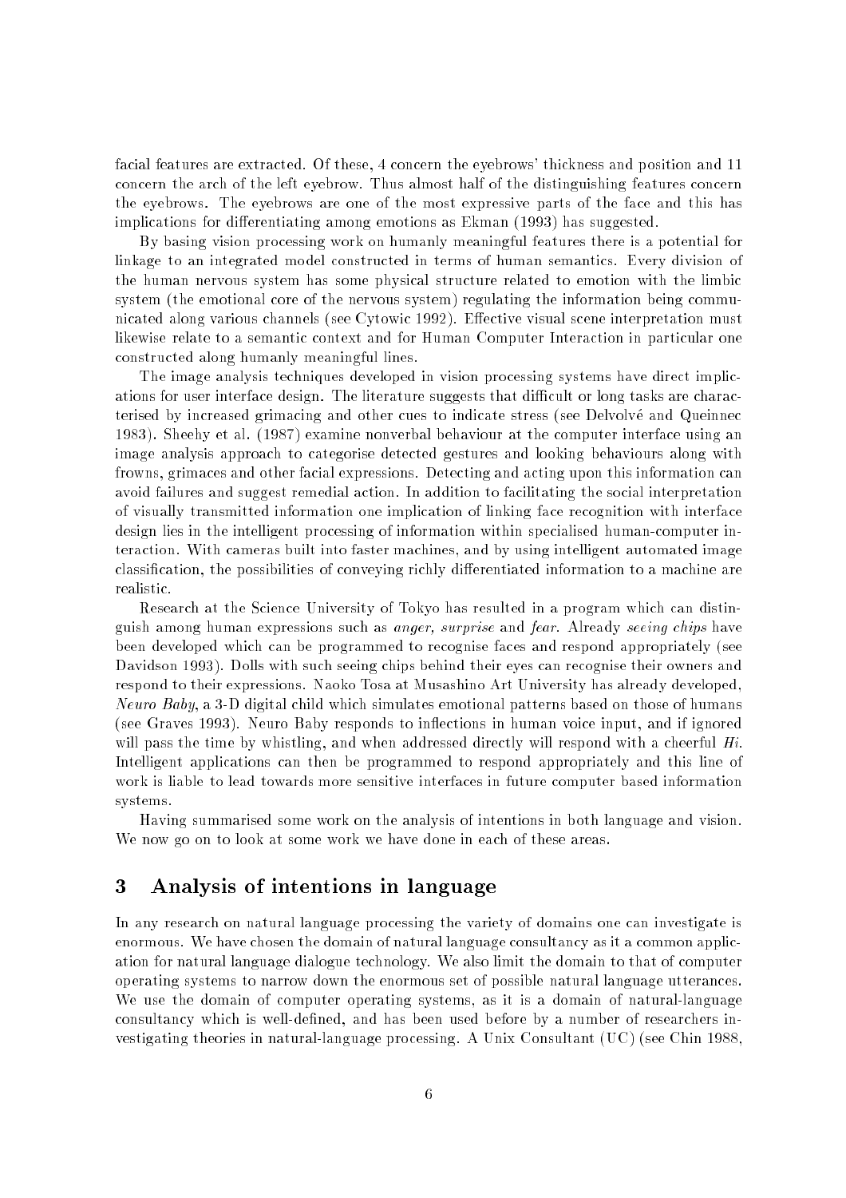facial features are extracted. Of these, 4 concern the eyebrows' thickness and position and 11 concern the arch of the left eyebrow. Thus almost half of the distinguishing features concern the eyebrows. The eyebrows are one of the most expressive parts of the face and this has implications for differentiating among emotions as Ekman (1993) has suggested.

By basing vision processing work on humanly meaningful features there is a potential for linkage to an integrated model constructed in terms of human semantics. Every division of the human nervous system has some physical structure related to emotion with the limbic system (the emotional core of the nervous system) regulating the information being communicated along various channels (see Cytowic 1992). Effective visual scene interpretation must likewise relate to a semantic context and for Human Computer Interaction in particular one constructed along humanly meaningful lines.

The image analysis techniques developed in vision processing systems have direct implications for user interface design. The literature suggests that difficult or long tasks are characterised by increased grimacing and other cues to indicate stress (see Delvolvé and Queinnec 1983). Sheehy et al. (1987) examine nonverbal behaviour at the computer interface using an image analysis approach to categorise detected gestures and looking behaviours along with frowns, grimaces and other facial expressions. Detecting and acting upon this information can avoid failures and suggest remedial action. In addition to facilitating the social interpretation of visually transmitted information one implication of linking face recognition with interface design lies in the intelligent processing of information within specialised human-computer interaction. With cameras built into faster machines, and by using intelligent automated image classification, the possibilities of conveying richly differentiated information to a machine are realistic.

Research at the Science University of Tokyo has resulted in a program which can distinguish among human expressions such as *anger, surprise* and *fear*. Already *seeing chips* have been developed which can be programmed to recognise faces and respond appropriately (see Davidson 1993). Dolls with such seeing chips behind their eyes can recognise their owners and respond to their expressions. Naoko Tosa at Musashino Art University has already developed, *Neuro Baby*, a 3-D digital child which simulates emotional patterns based on those of humans (see Graves 1993). Neuro Baby responds to inflections in human voice input, and if ignored will pass the time by whistling, and when addressed directly will respond with a cheerful *Hi*. Intelligent applications can then be programmed to respond appropriately and this line of work is liable to lead towards more sensitive interfaces in future computer based information systems.

Having summarised some work on the analysis of intentions in both language and vision. We now go on to look at some work we have done in each of these areas.

## 3 Analysis of intentions in language

In any research on natural language processing the variety of domains one can investigate is enormous. We have chosen the domain of natural language consultancy as it a common application for natural language dialogue technology. We also limit the domain to that of computer operating systems to narrow down the enormous set of possible natural language utterances. We use the domain of computer operating systems, as it is a domain of natural-language consultancy which is well-defined, and has been used before by a number of researchers investigating theories in natural-language processing. A Unix Consultant (UC) (see Chin 1988,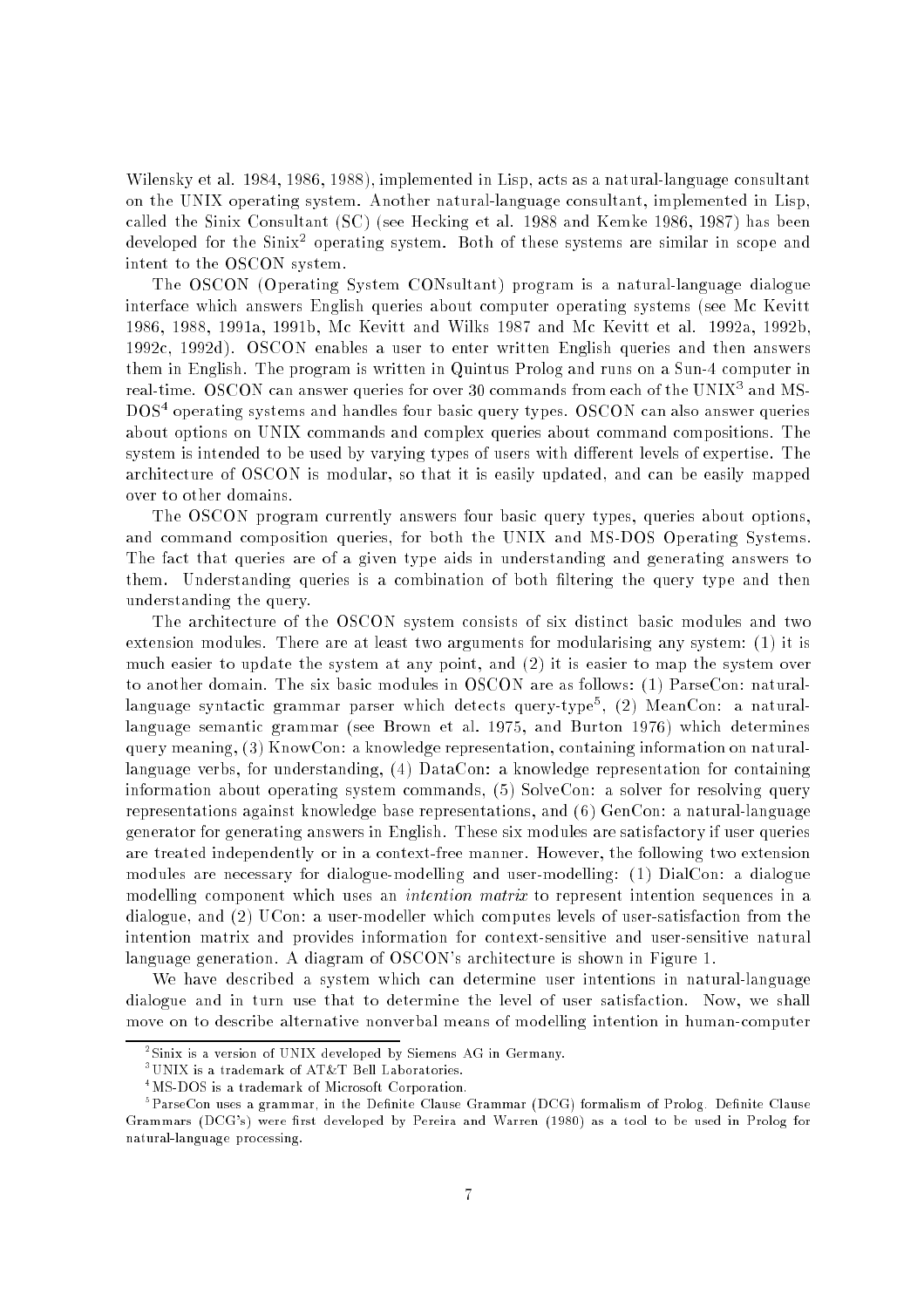Wilensky et al. 1984, 1986, 1988), implemented in Lisp, acts as a natural-language consultant on the UNIX operating system. Another natural-language consultant, implemented in Lisp, called the Sinix Consultant (SC) (see Hecking et al. 1988 and Kemke 1986, 1987) has been developed for the Sinix[2] operating system. Both of these systems are similar in scope and intent to the OSCON system.

The OSCON (Operating System CONsultant) program is a natural-language dialogue interface which answers English queries about computer operating systems (see Mc Kevitt 1986, 1988, 1991a, 1991b, Mc Kevitt and Wilks 1987 and Mc Kevitt et al. 1992a, 1992b, 1992c, 1992d). OSCON enables a user to enter written English queries and then answers them in English. The program is written in Quintus Prolog and runs on a Sun-4 computer in real-time. OSCON can answer queries for over 30 commands from each of the UNIX[3] and MS-DOS[4] operating systems and handles four basic query types. OSCON can also answer queries about options on UNIX commands and complex queries about command compositions. The system is intended to be used by varying types of users with different levels of expertise. The architecture of OSCON is modular, so that it is easily updated, and can be easily mapped over to other domains.

The OSCON program currently answers four basic query types, queries about options, and command composition queries, for both the UNIX and MS-DOS Operating Systems. The fact that queries are of a given type aids in understanding and generating answers to them. Understanding queries is a combination of both filtering the query type and then understanding the query.

The architecture of the OSCON system consists of six distinct basic modules and two extension modules. There are at least two arguments for modularising any system: (1) it is much easier to update the system at any point, and (2) it is easier to map the system over to another domain. The six basic modules in OSCON are as follows: (1) ParseCon: natural-language syntactic grammar parser which detects query-type[5], (2) MeanCon: a natural-language semantic grammar (see Brown et al. 1975, and Burton 1976) which determines query meaning, (3) KnowCon: a knowledge representation, containing information on natural-language verbs, for understanding, (4) DataCon: a knowledge representation for containing information about operating system commands, (5) SolveCon: a solver for resolving query representations against knowledge base representations, and (6) GenCon: a natural-language generator for generating answers in English. These six modules are satisfactory if user queries are treated independently or in a context-free manner. However, the following two extension modules are necessary for dialogue-modelling and user-modelling: (1) DialCon: a dialogue modelling component which uses an *intention matrix* to represent intention sequences in a dialogue, and (2) UCon: a user-modeller which computes levels of user-satisfaction from the intention matrix and provides information for context-sensitive and user-sensitive natural language generation. A diagram of OSCON's architecture is shown in Figure 1.

We have described a system which can determine user intentions in natural-language dialogue and in turn use that to determine the level of user satisfaction. Now, we shall move on to describe alternative nonverbal means of modelling intention in human-computer

---

[2] Sinix is a version of UNIX developed by Siemens AG in Germany.

[3] UNIX is a trademark of AT&T Bell Laboratories.

[4] MS-DOS is a trademark of Microsoft Corporation.

[5] ParseCon uses a grammar, in the Definite Clause Grammar (DCG) formalism of Prolog. Definite Clause Grammars (DCG's) were first developed by Pereira and Warren (1980) as a tool to be used in Prolog for natural-language processing.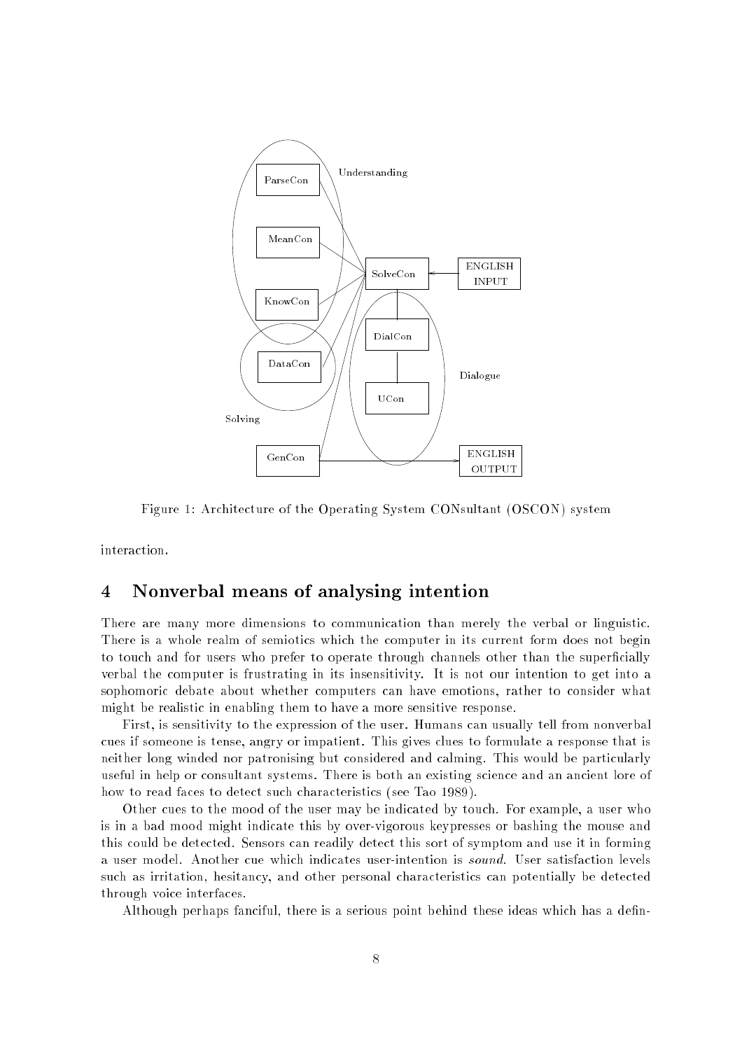Figure 1: Architecture of the Operating System CONsultant (OSCON) system

interaction.

## 4 Nonverbal means of analysing intention

There are many more dimensions to communication than merely the verbal or linguistic. There is a whole realm of semiotics which the computer in its current form does not begin to touch and for users who prefer to operate through channels other than the superficially verbal the computer is frustrating in its insensitivity. It is not our intention to get into a sophomoric debate about whether computers can have emotions, rather to consider what might be realistic in enabling them to have a more sensitive response.

First, is sensitivity to the expression of the user. Humans can usually tell from nonverbal cues if someone is tense, angry or impatient. This gives clues to formulate a response that is neither long winded nor patronising but considered and calming. This would be particularly useful in help or consultant systems. There is both an existing science and an ancient lore of how to read faces to detect such characteristics (see Tao 1989).

Other cues to the mood of the user may be indicated by touch. For example, a user who is in a bad mood might indicate this by over-vigorous keypresses or bashing the mouse and this could be detected. Sensors can readily detect this sort of symptom and use it in forming a user model. Another cue which indicates user-intention is *sound*. User satisfaction levels such as irritation, hesitancy, and other personal characteristics can potentially be detected through voice interfaces.

Although perhaps fanciful, there is a serious point behind these ideas which has a defin-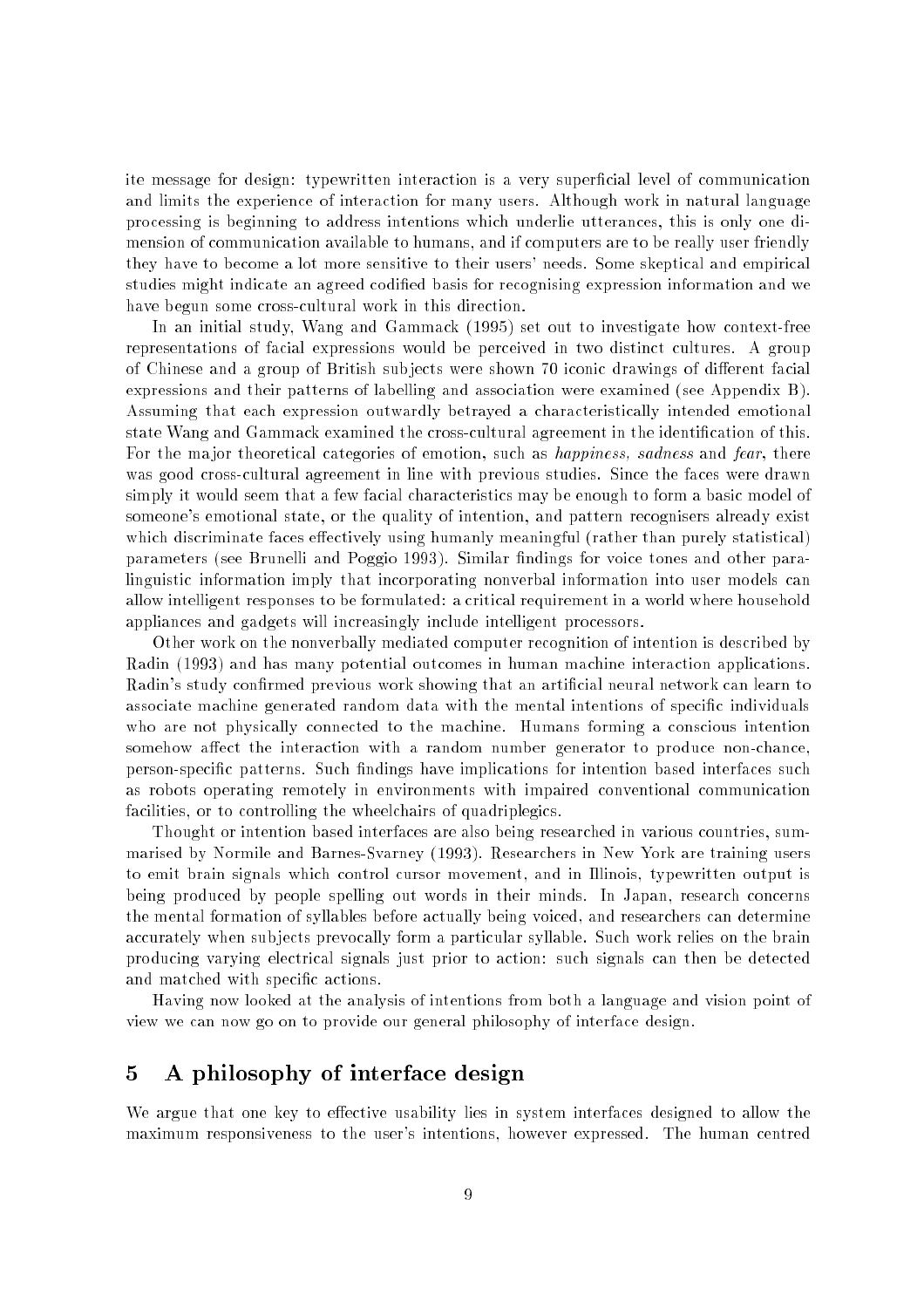ite message for design: typewritten interaction is a very superficial level of communication and limits the experience of interaction for many users. Although work in natural language processing is beginning to address intentions which underlie utterances, this is only one dimension of communication available to humans, and if computers are to be really user friendly they have to become a lot more sensitive to their users' needs. Some skeptical and empirical studies might indicate an agreed codified basis for recognising expression information and we have begun some cross-cultural work in this direction.

In an initial study, Wang and Gammack (1995) set out to investigate how context-free representations of facial expressions would be perceived in two distinct cultures. A group of Chinese and a group of British subjects were shown 70 iconic drawings of different facial expressions and their patterns of labelling and association were examined (see Appendix B). Assuming that each expression outwardly betrayed a characteristically intended emotional state Wang and Gammack examined the cross-cultural agreement in the identification of this. For the major theoretical categories of emotion, such as *happiness, sadness* and *fear*, there was good cross-cultural agreement in line with previous studies. Since the faces were drawn simply it would seem that a few facial characteristics may be enough to form a basic model of someone's emotional state, or the quality of intention, and pattern recognisers already exist which discriminate faces effectively using humanly meaningful (rather than purely statistical) parameters (see Brunelli and Poggio 1993). Similar findings for voice tones and other paralinguistic information imply that incorporating nonverbal information into user models can allow intelligent responses to be formulated: a critical requirement in a world where household appliances and gadgets will increasingly include intelligent processors.

Other work on the nonverbally mediated computer recognition of intention is described by Radin (1993) and has many potential outcomes in human machine interaction applications. Radin's study confirmed previous work showing that an artificial neural network can learn to associate machine generated random data with the mental intentions of specific individuals who are not physically connected to the machine. Humans forming a conscious intention somehow affect the interaction with a random number generator to produce non-chance, person-specific patterns. Such findings have implications for intention based interfaces such as robots operating remotely in environments with impaired conventional communication facilities, or to controlling the wheelchairs of quadriplegics.

Thought or intention based interfaces are also being researched in various countries, summarised by Normile and Barnes-Svarney (1993). Researchers in New York are training users to emit brain signals which control cursor movement, and in Illinois, typewritten output is being produced by people spelling out words in their minds. In Japan, research concerns the mental formation of syllables before actually being voiced, and researchers can determine accurately when subjects prevocally form a particular syllable. Such work relies on the brain producing varying electrical signals just prior to action: such signals can then be detected and matched with specific actions.

Having now looked at the analysis of intentions from both a language and vision point of view we can now go on to provide our general philosophy of interface design.

## 5 A philosophy of interface design

We argue that one key to effective usability lies in system interfaces designed to allow the maximum responsiveness to the user's intentions, however expressed. The human centred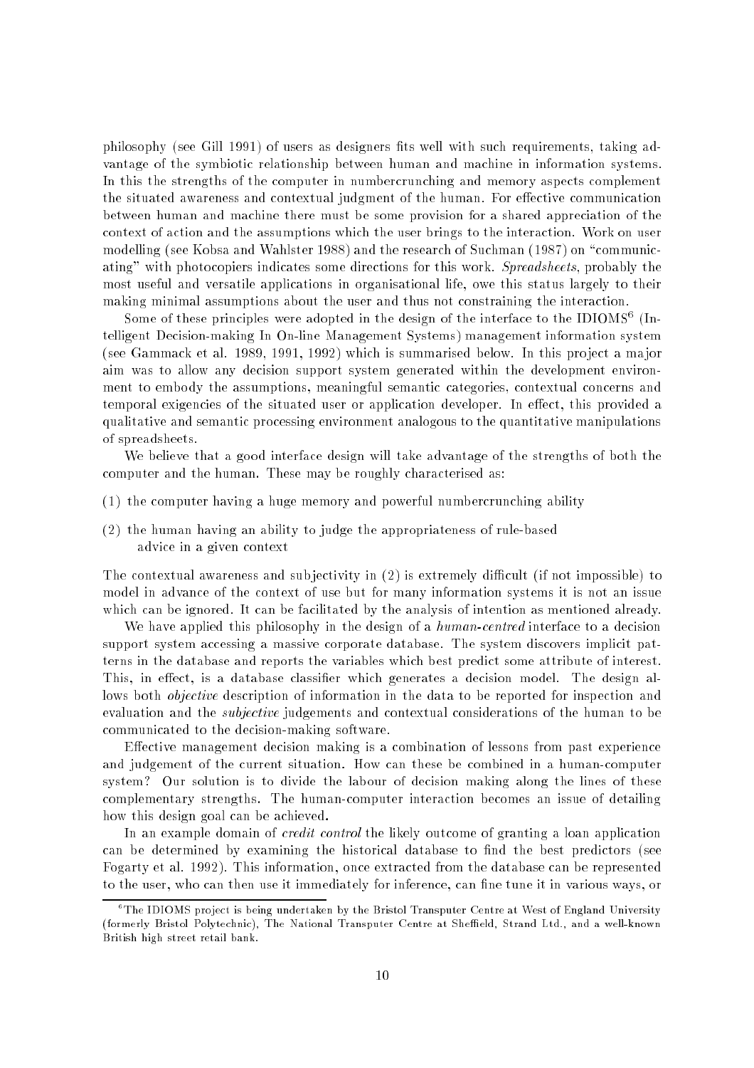philosophy (see Gill 1991) of users as designers fits well with such requirements, taking advantage of the symbiotic relationship between human and machine in information systems. In this the strengths of the computer in numbercrunching and memory aspects complement the situated awareness and contextual judgment of the human. For effective communication between human and machine there must be some provision for a shared appreciation of the context of action and the assumptions which the user brings to the interaction. Work on user modelling (see Kobsa and Wahlster 1988) and the research of Suchman (1987) on "communicating" with photocopiers indicates some directions for this work. *Spreadsheets*, probably the most useful and versatile applications in organisational life, owe this status largely to their making minimal assumptions about the user and thus not constraining the interaction.

Some of these principles were adopted in the design of the interface to the IDIOMS[6] (Intelligent Decision-making In On-line Management Systems) management information system (see Gammack et al. 1989, 1991, 1992) which is summarised below. In this project a major aim was to allow any decision support system generated within the development environment to embody the assumptions, meaningful semantic categories, contextual concerns and temporal exigencies of the situated user or application developer. In effect, this provided a qualitative and semantic processing environment analogous to the quantitative manipulations of spreadsheets.

We believe that a good interface design will take advantage of the strengths of both the computer and the human. These may be roughly characterised as:

(1) the computer having a huge memory and powerful numbercrunching ability

(2) the human having an ability to judge the appropriateness of rule-based advice in a given context

The contextual awareness and subjectivity in (2) is extremely difficult (if not impossible) to model in advance of the context of use but for many information systems it is not an issue which can be ignored. It can be facilitated by the analysis of intention as mentioned already.

We have applied this philosophy in the design of a *human-centred* interface to a decision support system accessing a massive corporate database. The system discovers implicit patterns in the database and reports the variables which best predict some attribute of interest. This, in effect, is a database classifier which generates a decision model. The design allows both *objective* description of information in the data to be reported for inspection and evaluation and the *subjective* judgements and contextual considerations of the human to be communicated to the decision-making software.

Effective management decision making is a combination of lessons from past experience and judgement of the current situation. How can these be combined in a human-computer system? Our solution is to divide the labour of decision making along the lines of these complementary strengths. The human-computer interaction becomes an issue of detailing how this design goal can be achieved.

In an example domain of *credit control* the likely outcome of granting a loan application can be determined by examining the historical database to find the best predictors (see Fogarty et al. 1992). This information, once extracted from the database can be represented to the user, who can then use it immediately for inference, can fine tune it in various ways, or

[6] The IDIOMS project is being undertaken by the Bristol Transputer Centre at West of England University (formerly Bristol Polytechnic), The National Transputer Centre at Sheffield, Strand Ltd., and a well-known British high street retail bank.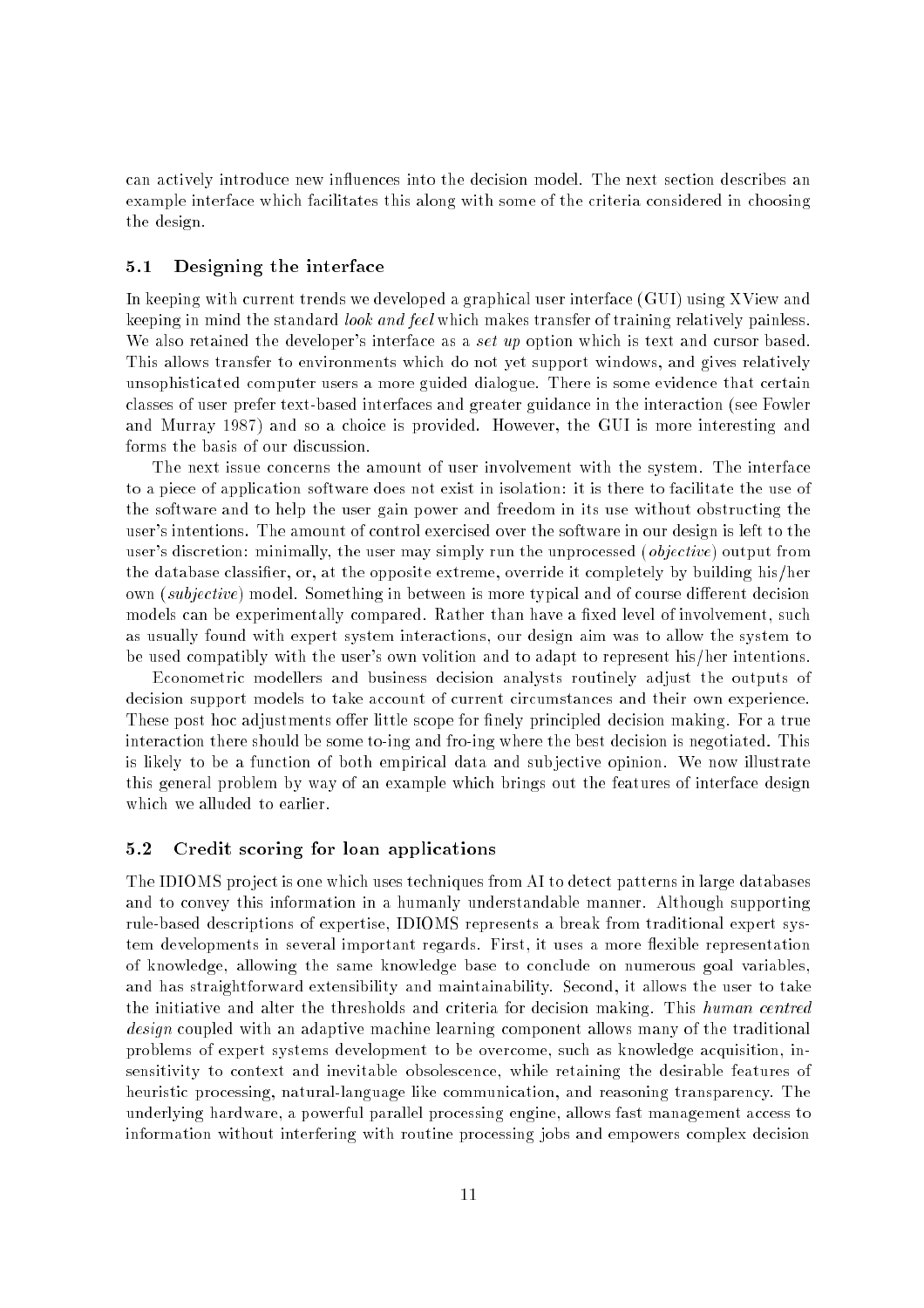can actively introduce new influences into the decision model. The next section describes an example interface which facilitates this along with some of the criteria considered in choosing the design.

### 5.1 Designing the interface

In keeping with current trends we developed a graphical user interface (GUI) using XView and keeping in mind the standard *look and feel* which makes transfer of training relatively painless. We also retained the developer's interface as a *set up* option which is text and cursor based. This allows transfer to environments which do not yet support windows, and gives relatively unsophisticated computer users a more guided dialogue. There is some evidence that certain classes of user prefer text-based interfaces and greater guidance in the interaction (see Fowler and Murray 1987) and so a choice is provided. However, the GUI is more interesting and forms the basis of our discussion.

The next issue concerns the amount of user involvement with the system. The interface to a piece of application software does not exist in isolation: it is there to facilitate the use of the software and to help the user gain power and freedom in its use without obstructing the user's intentions. The amount of control exercised over the software in our design is left to the user's discretion: minimally, the user may simply run the unprocessed (*objective*) output from the database classifier, or, at the opposite extreme, override it completely by building his/her own (*subjective*) model. Something in between is more typical and of course different decision models can be experimentally compared. Rather than have a fixed level of involvement, such as usually found with expert system interactions, our design aim was to allow the system to be used compatibly with the user's own volition and to adapt to represent his/her intentions.

Econometric modellers and business decision analysts routinely adjust the outputs of decision support models to take account of current circumstances and their own experience. These post hoc adjustments offer little scope for finely principled decision making. For a true interaction there should be some to-ing and fro-ing where the best decision is negotiated. This is likely to be a function of both empirical data and subjective opinion. We now illustrate this general problem by way of an example which brings out the features of interface design which we alluded to earlier.

### 5.2 Credit scoring for loan applications

The IDIOMS project is one which uses techniques from AI to detect patterns in large databases and to convey this information in a humanly understandable manner. Although supporting rule-based descriptions of expertise, IDIOMS represents a break from traditional expert system developments in several important regards. First, it uses a more flexible representation of knowledge, allowing the same knowledge base to conclude on numerous goal variables, and has straightforward extensibility and maintainability. Second, it allows the user to take the initiative and alter the thresholds and criteria for decision making. This *human centred design* coupled with an adaptive machine learning component allows many of the traditional problems of expert systems development to be overcome, such as knowledge acquisition, insensitivity to context and inevitable obsolescence, while retaining the desirable features of heuristic processing, natural-language like communication, and reasoning transparency. The underlying hardware, a powerful parallel processing engine, allows fast management access to information without interfering with routine processing jobs and empowers complex decision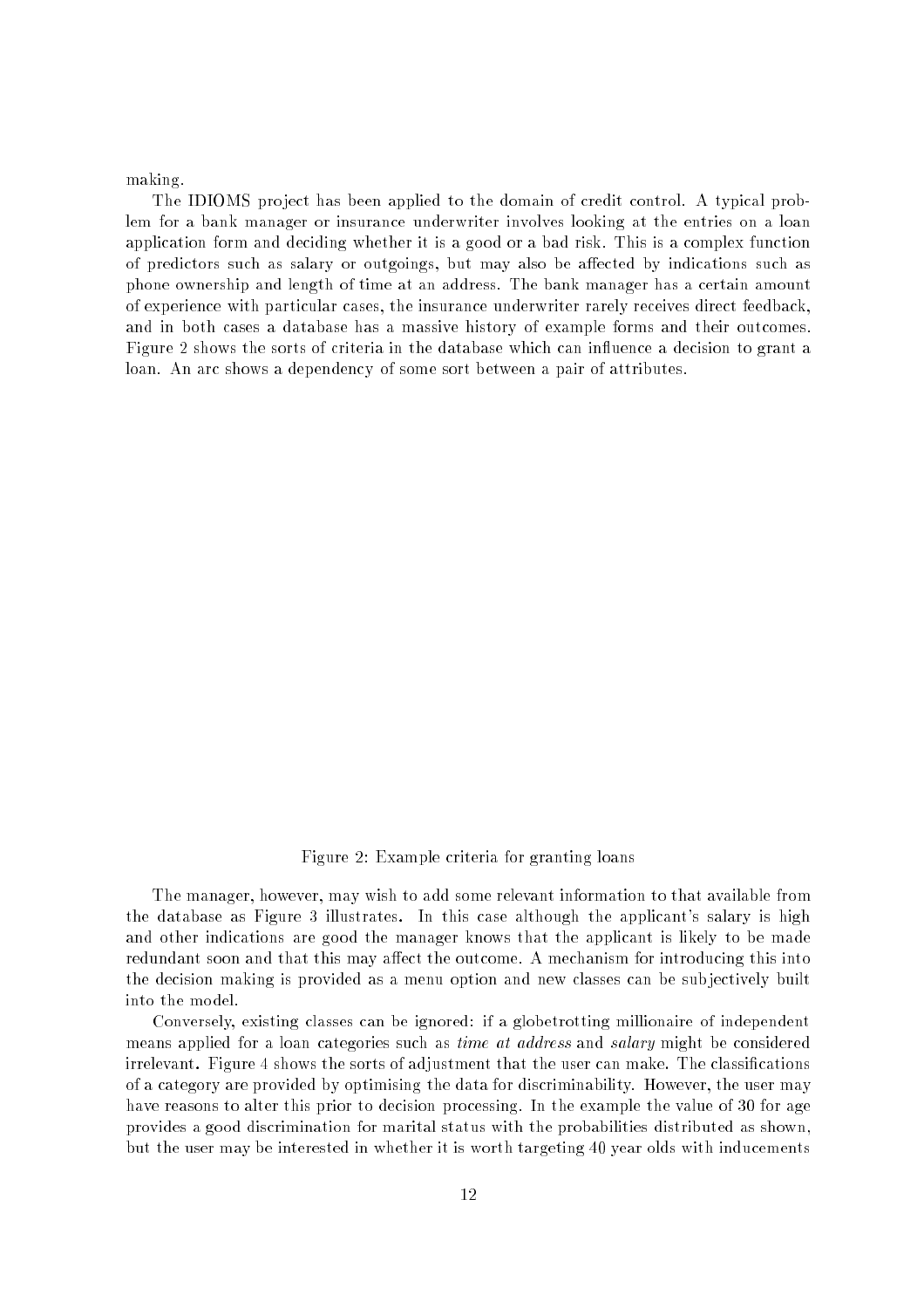making.

The IDIOMS project has been applied to the domain of credit control. A typical problem for a bank manager or insurance underwriter involves looking at the entries on a loan application form and deciding whether it is a good or a bad risk. This is a complex function of predictors such as salary or outgoings, but may also be affected by indications such as phone ownership and length of time at an address. The bank manager has a certain amount of experience with particular cases, the insurance underwriter rarely receives direct feedback, and in both cases a database has a massive history of example forms and their outcomes. Figure 2 shows the sorts of criteria in the database which can influence a decision to grant a loan. An arc shows a dependency of some sort between a pair of attributes.

Figure 2: Example criteria for granting loans

The manager, however, may wish to add some relevant information to that available from the database as Figure 3 illustrates. In this case although the applicant's salary is high and other indications are good the manager knows that the applicant is likely to be made redundant soon and that this may affect the outcome. A mechanism for introducing this into the decision making is provided as a menu option and new classes can be subjectively built into the model.

Conversely, existing classes can be ignored: if a globetrotting millionaire of independent means applied for a loan categories such as *time at address* and *salary* might be considered irrelevant. Figure 4 shows the sorts of adjustment that the user can make. The classifications of a category are provided by optimising the data for discriminability. However, the user may have reasons to alter this prior to decision processing. In the example the value of 30 for age provides a good discrimination for marital status with the probabilities distributed as shown, but the user may be interested in whether it is worth targeting 40 year olds with inducements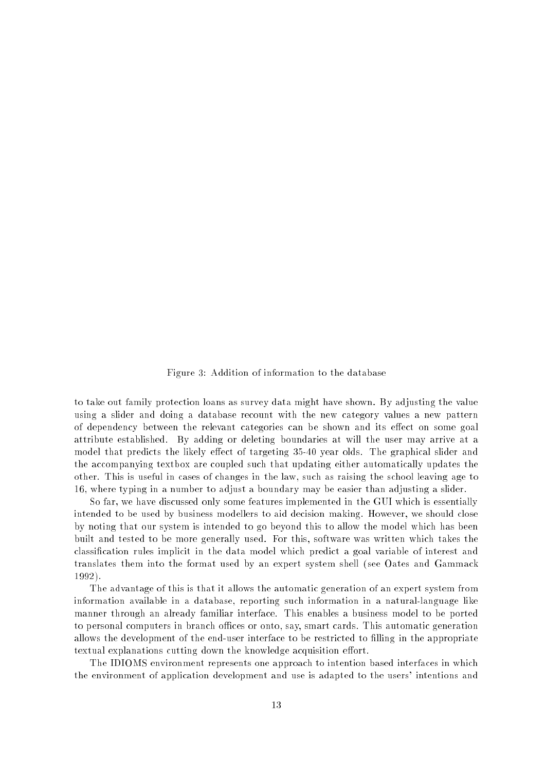Figure 3: Addition of information to the database

to take out family protection loans as survey data might have shown. By adjusting the value using a slider and doing a database recount with the new category values a new pattern of dependency between the relevant categories can be shown and its effect on some goal attribute established. By adding or deleting boundaries at will the user may arrive at a model that predicts the likely effect of targeting 35-40 year olds. The graphical slider and the accompanying textbox are coupled such that updating either automatically updates the other. This is useful in cases of changes in the law, such as raising the school leaving age to 16, where typing in a number to adjust a boundary may be easier than adjusting a slider.

So far, we have discussed only some features implemented in the GUI which is essentially intended to be used by business modellers to aid decision making. However, we should close by noting that our system is intended to go beyond this to allow the model which has been built and tested to be more generally used. For this, software was written which takes the classification rules implicit in the data model which predict a goal variable of interest and translates them into the format used by an expert system shell (see Oates and Gammack 1992).

The advantage of this is that it allows the automatic generation of an expert system from information available in a database, reporting such information in a natural-language like manner through an already familiar interface. This enables a business model to be ported to personal computers in branch offices or onto, say, smart cards. This automatic generation allows the development of the end-user interface to be restricted to filling in the appropriate textual explanations cutting down the knowledge acquisition effort.

The IDIOMS environment represents one approach to intention based interfaces in which the environment of application development and use is adapted to the users' intentions and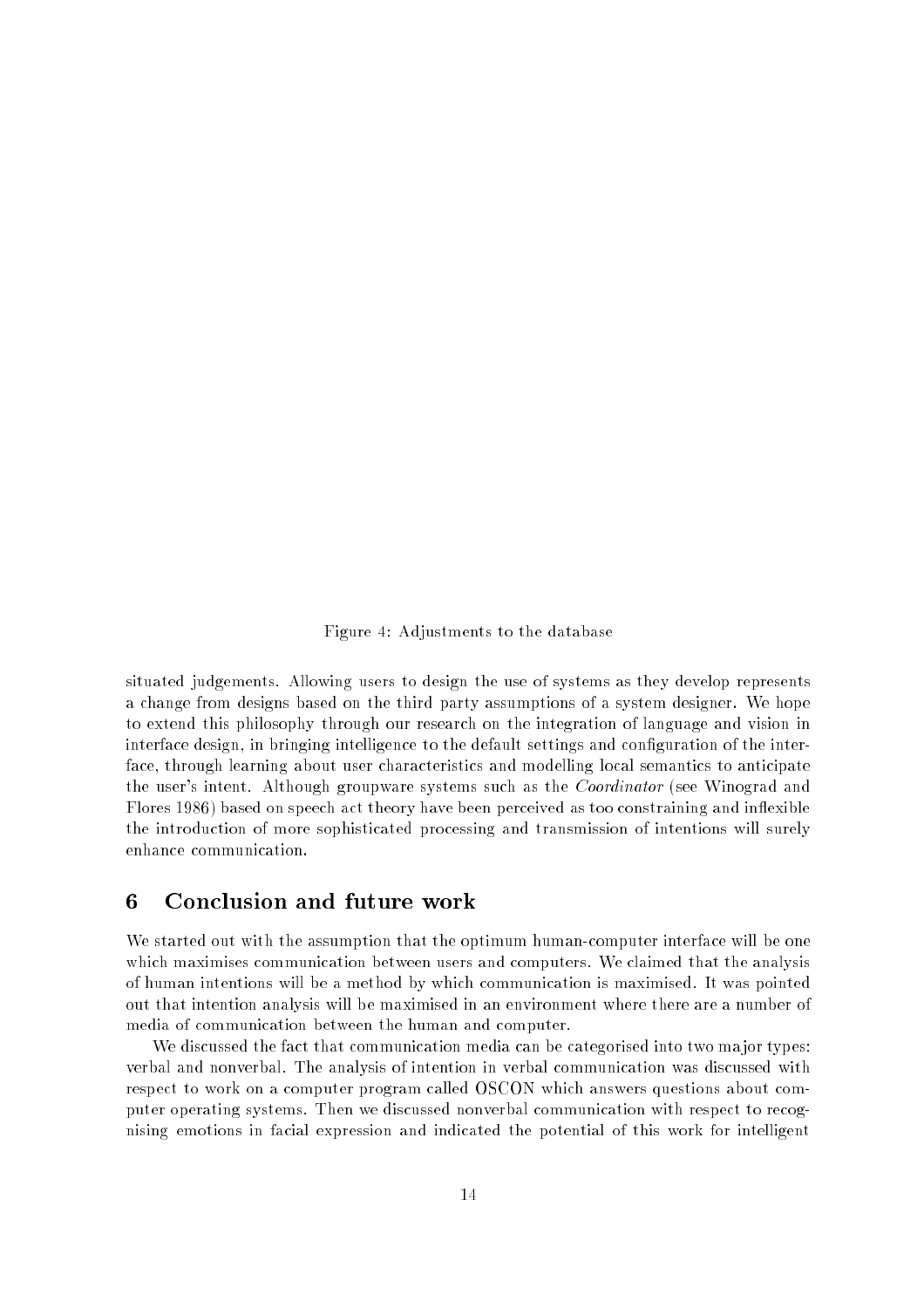Figure 4: Adjustments to the database

situated judgements. Allowing users to design the use of systems as they develop represents a change from designs based on the third party assumptions of a system designer. We hope to extend this philosophy through our research on the integration of language and vision in interface design, in bringing intelligence to the default settings and configuration of the interface, through learning about user characteristics and modelling local semantics to anticipate the user's intent. Although groupware systems such as the *Coordinator* (see Winograd and Flores 1986) based on speech act theory have been perceived as too constraining and inflexible the introduction of more sophisticated processing and transmission of intentions will surely enhance communication.

## 6 Conclusion and future work

We started out with the assumption that the optimum human-computer interface will be one which maximises communication between users and computers. We claimed that the analysis of human intentions will be a method by which communication is maximised. It was pointed out that intention analysis will be maximised in an environment where there are a number of media of communication between the human and computer.

We discussed the fact that communication media can be categorised into two major types: verbal and nonverbal. The analysis of intention in verbal communication was discussed with respect to work on a computer program called OSCON which answers questions about computer operating systems. Then we discussed nonverbal communication with respect to recognising emotions in facial expression and indicated the potential of this work for intelligent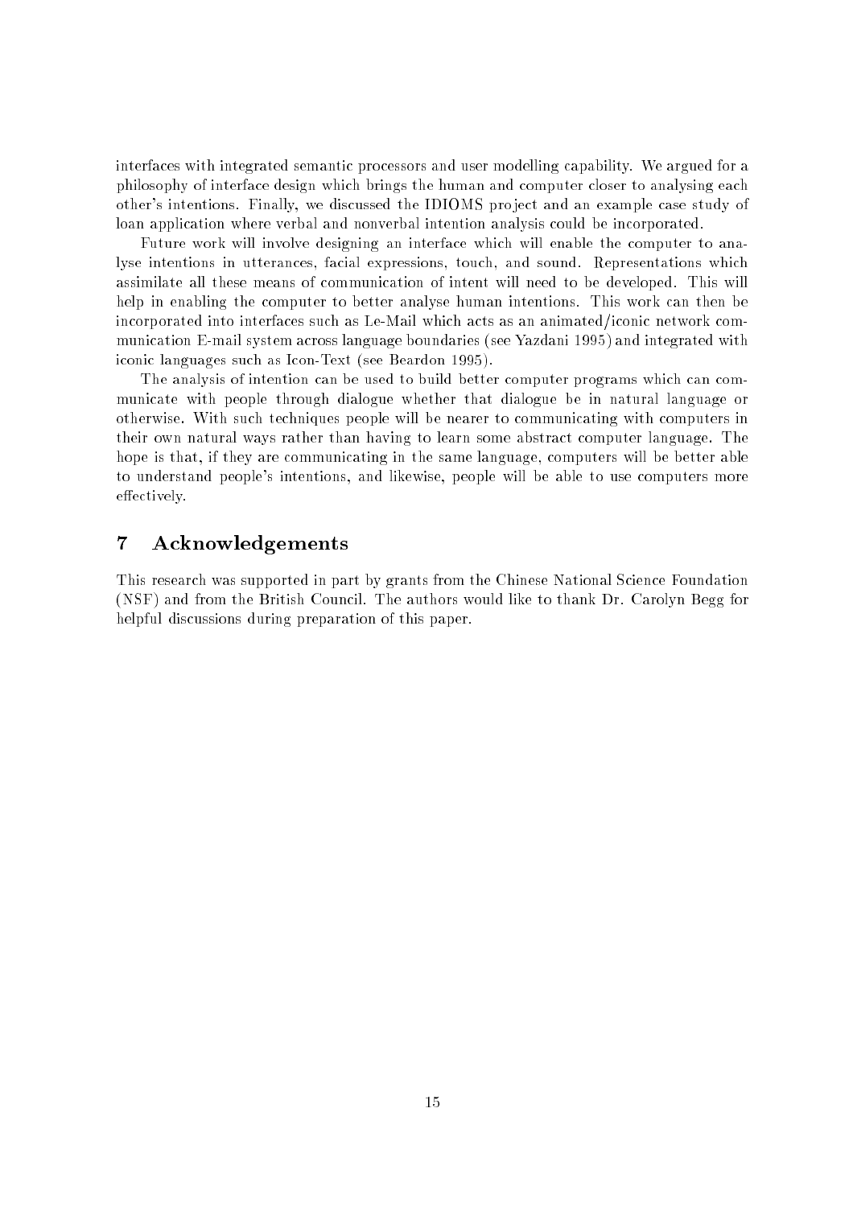interfaces with integrated semantic processors and user modelling capability. We argued for a philosophy of interface design which brings the human and computer closer to analysing each other's intentions. Finally, we discussed the IDIOMS project and an example case study of loan application where verbal and nonverbal intention analysis could be incorporated.

Future work will involve designing an interface which will enable the computer to analyse intentions in utterances, facial expressions, touch, and sound. Representations which assimilate all these means of communication of intent will need to be developed. This will help in enabling the computer to better analyse human intentions. This work can then be incorporated into interfaces such as Le-Mail which acts as an animated/iconic network communication E-mail system across language boundaries (see Yazdani 1995) and integrated with iconic languages such as Icon-Text (see Beardon 1995).

The analysis of intention can be used to build better computer programs which can communicate with people through dialogue whether that dialogue be in natural language or otherwise. With such techniques people will be nearer to communicating with computers in their own natural ways rather than having to learn some abstract computer language. The hope is that, if they are communicating in the same language, computers will be better able to understand people's intentions, and likewise, people will be able to use computers more effectively.

## 7 Acknowledgements

This research was supported in part by grants from the Chinese National Science Foundation (NSF) and from the British Council. The authors would like to thank Dr. Carolyn Begg for helpful discussions during preparation of this paper.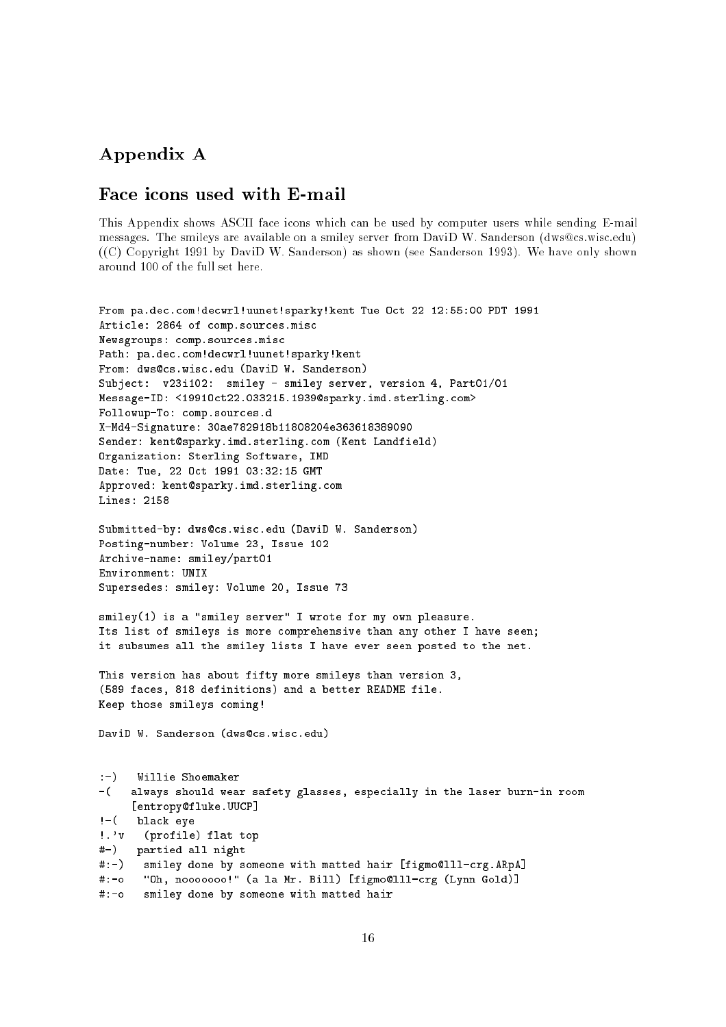## Appendix A

## Face icons used with E-mail

This Appendix shows ASCII face icons which can be used by computer users while sending E-mail messages. The smileys are available on a smiley server from DaviD W. Sanderson (dws@cs.wisc.edu) ((C) Copyright 1991 by DaviD W. Sanderson) as shown (see Sanderson 1993). We have only shown around 100 of the full set here.

```
From pa.dec.com!decwrl!uunet!sparky!kent Tue Oct 22 12:55:00 PDT 1991
Article: 2864 of comp.sources.misc
Newsgroups: comp.sources.misc
Path: pa.dec.com!decwrl!uunet!sparky!kent
From: dws@cs.wisc.edu (DaviD W. Sanderson)
Subject:  v23i102:  smiley - smiley server, version 4, Part01/01
Message-ID: <1991Oct22.033215.1939@sparky.imd.sterling.com>
Followup-To: comp.sources.d
X-Md4-Signature: 30ae782918b11808204e363618389090
Sender: kent@sparky.imd.sterling.com (Kent Landfield)
Organization: Sterling Software, IMD
Date: Tue, 22 Oct 1991 03:32:15 GMT
Approved: kent@sparky.imd.sterling.com
Lines: 2158

Submitted-by: dws@cs.wisc.edu (DaviD W. Sanderson)
Posting-number: Volume 23, Issue 102
Archive-name: smiley/part01
Environment: UNIX
Supersedes: smiley: Volume 20, Issue 73

smiley(1) is a "smiley server" I wrote for my own pleasure.
Its list of smileys is more comprehensive than any other I have seen;
it subsumes all the smiley lists I have ever seen posted to the net.

This version has about fifty more smileys than version 3,
(589 faces, 818 definitions) and a better README file.
Keep those smileys coming!

DaviD W. Sanderson (dws@cs.wisc.edu)


:-)   Willie Shoemaker
-(   always should wear safety glasses, especially in the laser burn-in room
     [entropy@fluke.UUCP]
!-(   black eye
!.'v   (profile) flat top
#-)   partied all night
#:-)   smiley done by someone with matted hair [figmo@lll-crg.ARpA]
#:-o   "Oh, noooooooo!" (a la Mr. Bill) [figmo@lll-crg (Lynn Gold)]
#:-o   smiley done by someone with matted hair
```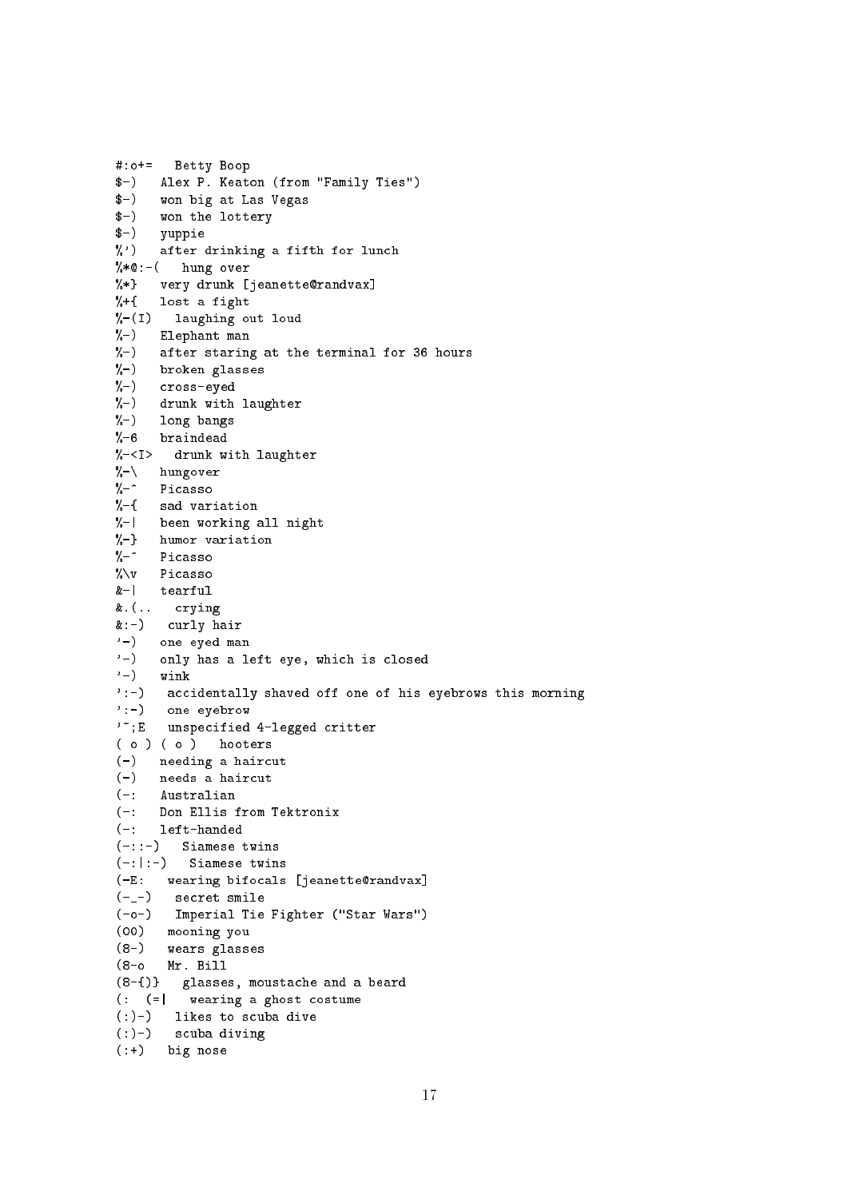```
#:o+=   Betty Boop
$-)   Alex P. Keaton (from "Family Ties")
$-)   won big at Las Vegas
$-)   won the lottery
$-)   yuppie
%')   after drinking a fifth for lunch
%*@:-(   hung over
%*}   very drunk [jeanette@randvax]
%+{   lost a fight
%-(I)   laughing out loud
%-)   Elephant man
%-)   after staring at the terminal for 36 hours
%-)   broken glasses
%-)   cross-eyed
%-)   drunk with laughter
%-)   long bangs
%-6   braindead
%-<I>   drunk with laughter
%-\   hungover
%-^   Picasso
%-{   sad variation
%-|   been working all night
%-}   humor variation
%-~   Picasso
%\v   Picasso
&-|   tearful
&.(..   crying
&:-)   curly hair
'-)   one eyed man
'-)   only has a left eye, which is closed
'-)   wink
':-)   accidentally shaved off one of his eyebrows this morning
':-)   one eyebrow
'~;E   unspecified 4-legged critter
( o ) ( o )   hooters
(-)   needing a haircut
(-)   needs a haircut
(-:   Australian
(-:   Don Ellis from Tektronix
(-:   left-handed
(-::-)   Siamese twins
(-:|:-)   Siamese twins
(-E:   wearing bifocals [jeanette@randvax]
(-_-)   secret smile
(-o-)   Imperial Tie Fighter ("Star Wars")
(00)   mooning you
(8-)   wears glasses
(8-o   Mr. Bill
(8-{)}   glasses, moustache and a beard
(:  (=|   wearing a ghost costume
(:)-)   likes to scuba dive
(:)-)   scuba diving
(:+)   big nose
```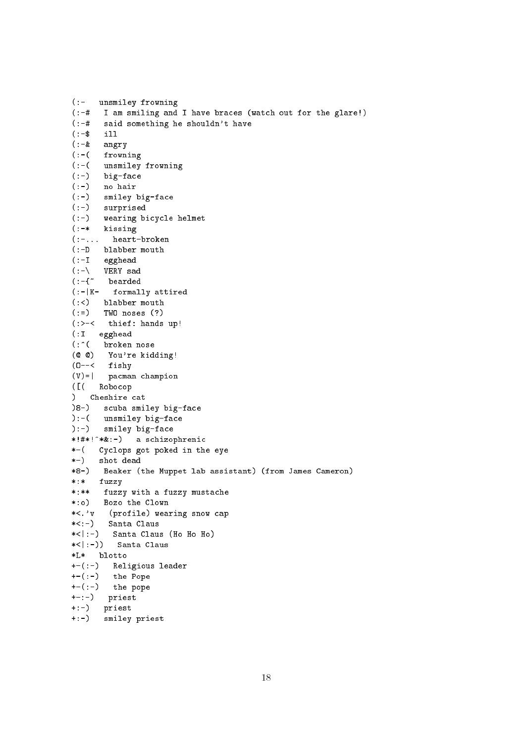```
(:-   unsmiley frowning
(:-#   I am smiling and I have braces (watch out for the glare!)
(:-#   said something he shouldn't have
(:-$   ill
(:-&   angry
(:-(   frowning
(:-(   unsmiley frowning
(:-)   big-face
(:-)   no hair
(:-)   smiley big-face
(:-)   surprised
(:-)   wearing bicycle helmet
(:-*   kissing
(:-...   heart-broken
(:-D   blabber mouth
(:-I   egghead
(:-\   VERY sad
(:-{~   bearded
(:-|K-   formally attired
(:<)   blabber mouth
(:=)   TWO noses (?)
(:>-<   thief: hands up!
(:I   egghead
(:^(   broken nose
(@ @)   You're kidding!
(O--<   fishy
(V)=|   pacman champion
([(   Robocop
)   Cheshire cat
)8-)   scuba smiley big-face
):-(   unsmiley big-face
):-)   smiley big-face
*!#*!^*&:-)   a schizophrenic
*-(   Cyclops got poked in the eye
*-)   shot dead
*8-)   Beaker (the Muppet lab assistant) (from James Cameron)
*:*   fuzzy
*:**   fuzzy with a fuzzy mustache
*:o)   Bozo the Clown
*<.'v   (profile) wearing snow cap
*<:-)   Santa Claus
*<|:-)   Santa Claus (Ho Ho Ho)
*<|:-))   Santa Claus
*L*   blotto
+-(:-)   Religious leader
+-(:-)   the Pope
+-(:-)   the pope
+-:-)   priest
+:-)   priest
+:-)   smiley priest
```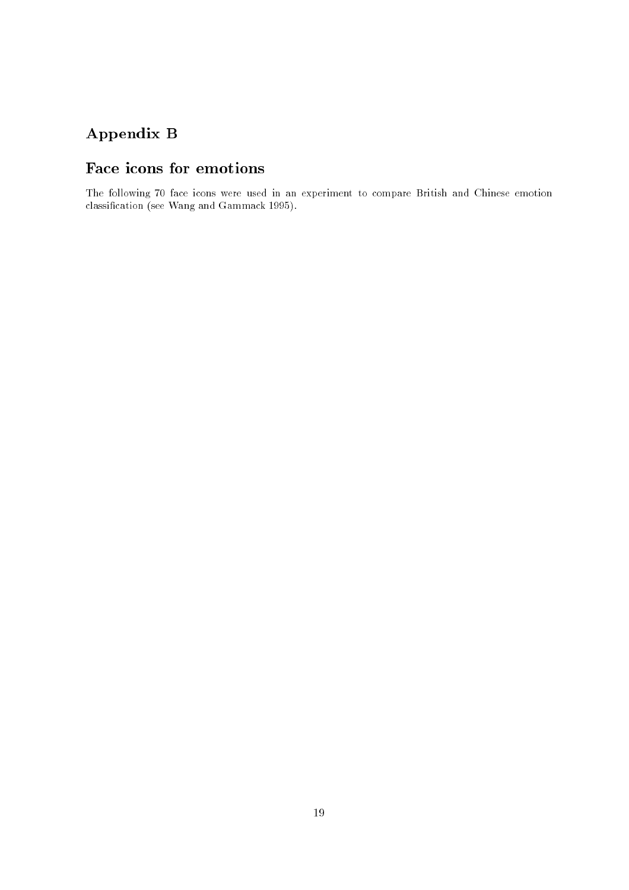## Appendix B

# Face icons for emotions

The following 70 face icons were used in an experiment to compare British and Chinese emotion classification (see Wang and Gammack 1995).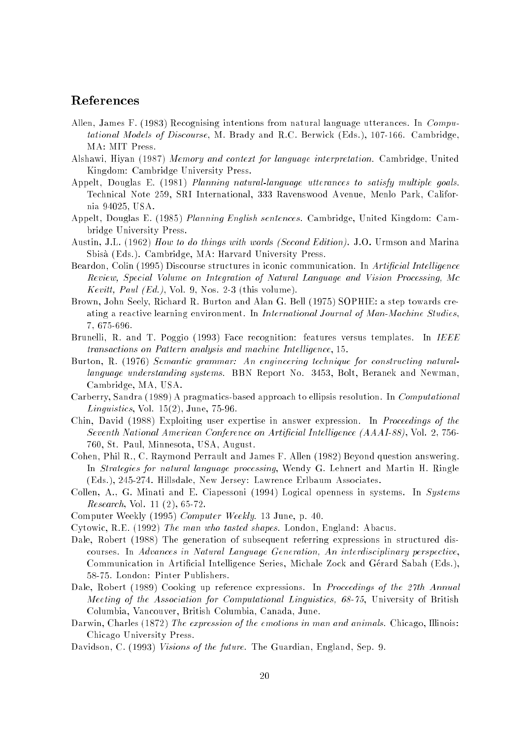## References

Allen, James F. (1983) Recognising intentions from natural language utterances. In *Computational Models of Discourse*, M. Brady and R.C. Berwick (Eds.), 107-166. Cambridge, MA: MIT Press.

Alshawi, Hiyan (1987) *Memory and context for language interpretation.* Cambridge, United Kingdom: Cambridge University Press.

Appelt, Douglas E. (1981) *Planning natural-language utterances to satisfy multiple goals.* Technical Note 259, SRI International, 333 Ravenswood Avenue, Menlo Park, California 94025, USA.

Appelt, Douglas E. (1985) *Planning English sentences.* Cambridge, United Kingdom: Cambridge University Press.

Austin, J.L. (1962) *How to do things with words (Second Edition).* J.O. Urmson and Marina Sbisà (Eds.). Cambridge, MA: Harvard University Press.

Beardon, Colin (1995) Discourse structures in iconic communication. In *Artificial Intelligence Review, Special Volume on Integration of Natural Language and Vision Processing, Mc Kevitt, Paul (Ed.)*, Vol. 9, Nos. 2-3 (this volume).

Brown, John Seely, Richard R. Burton and Alan G. Bell (1975) SOPHIE: a step towards creating a reactive learning environment. In *International Journal of Man-Machine Studies*, 7, 675-696.

Brunelli, R. and T. Poggio (1993) Face recognition: features versus templates. In *IEEE transactions on Pattern analysis and machine Intelligence*, 15.

Burton, R. (1976) *Semantic grammar: An engineering technique for constructing natural-language understanding systems.* BBN Report No. 3453, Bolt, Beranek and Newman, Cambridge, MA, USA.

Carberry, Sandra (1989) A pragmatics-based approach to ellipsis resolution. In *Computational Linguistics*, Vol. 15(2), June, 75-96.

Chin, David (1988) Exploiting user expertise in answer expression. In *Proceedings of the Seventh National American Conference on Artificial Intelligence (AAAI-88)*, Vol. 2, 756-760, St. Paul, Minnesota, USA, August.

Cohen, Phil R., C. Raymond Perrault and James F. Allen (1982) Beyond question answering. In *Strategies for natural language processing*, Wendy G. Lehnert and Martin H. Ringle (Eds.), 245-274. Hillsdale, New Jersey: Lawrence Erlbaum Associates.

Collen, A., G. Minati and E. Ciapessoni (1994) Logical openness in systems. In *Systems Research*, Vol. 11 (2), 65-72.

Computer Weekly (1995) *Computer Weekly.* 13 June, p. 40.

Cytowic, R.E. (1992) *The man who tasted shapes.* London, England: Abacus.

Dale, Robert (1988) The generation of subsequent referring expressions in structured discourses. In *Advances in Natural Language Generation, An interdisciplinary perspective*, Communication in Artificial Intelligence Series, Michale Zock and Gérard Sabah (Eds.), 58-75. London: Pinter Publishers.

Dale, Robert (1989) Cooking up reference expressions. In *Proceedings of the 27th Annual Meeting of the Association for Computational Linguistics, 68-75*, University of British Columbia, Vancouver, British Columbia, Canada, June.

Darwin, Charles (1872) *The expression of the emotions in man and animals.* Chicago, Illinois: Chicago University Press.

Davidson, C. (1993) *Visions of the future.* The Guardian, England, Sep. 9.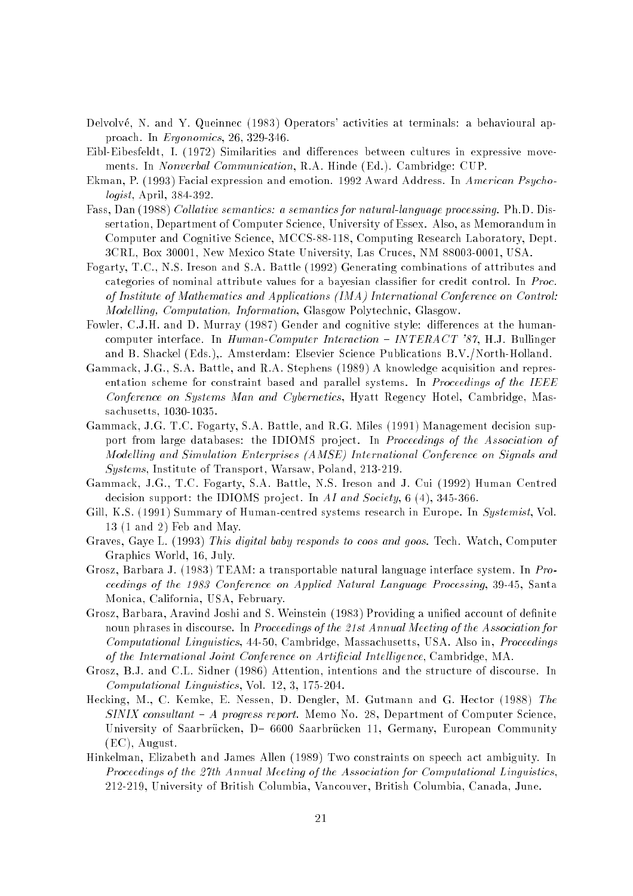Delvolvé, N. and Y. Queinnec (1983) Operators' activities at terminals: a behavioural approach. In *Ergonomics*, 26, 329-346.

Eibl-Eibesfeldt, I. (1972) Similarities and differences between cultures in expressive movements. In *Nonverbal Communication*, R.A. Hinde (Ed.). Cambridge: CUP.

Ekman, P. (1993) Facial expression and emotion. 1992 Award Address. In *American Psychologist*, April, 384-392.

Fass, Dan (1988) *Collative semantics: a semantics for natural-language processing*. Ph.D. Dissertation, Department of Computer Science, University of Essex. Also, as Memorandum in Computer and Cognitive Science, MCCS-88-118, Computing Research Laboratory, Dept. 3CRL, Box 30001, New Mexico State University, Las Cruces, NM 88003-0001, USA.

Fogarty, T.C., N.S. Ireson and S.A. Battle (1992) Generating combinations of attributes and categories of nominal attribute values for a bayesian classifier for credit control. In *Proc. of Institute of Mathematics and Applications (IMA) International Conference on Control: Modelling, Computation, Information*, Glasgow Polytechnic, Glasgow.

Fowler, C.J.H. and D. Murray (1987) Gender and cognitive style: differences at the human-computer interface. In *Human-Computer Interaction – INTERACT '87*, H.J. Bullinger and B. Shackel (Eds.),. Amsterdam: Elsevier Science Publications B.V./North-Holland.

Gammack, J.G., S.A. Battle, and R.A. Stephens (1989) A knowledge acquisition and representation scheme for constraint based and parallel systems. In *Proceedings of the IEEE Conference on Systems Man and Cybernetics*, Hyatt Regency Hotel, Cambridge, Massachusetts, 1030-1035.

Gammack, J.G. T.C. Fogarty, S.A. Battle, and R.G. Miles (1991) Management decision support from large databases: the IDIOMS project. In *Proceedings of the Association of Modelling and Simulation Enterprises (AMSE) International Conference on Signals and Systems*, Institute of Transport, Warsaw, Poland, 213-219.

Gammack, J.G., T.C. Fogarty, S.A. Battle, N.S. Ireson and J. Cui (1992) Human Centred decision support: the IDIOMS project. In *AI and Society*, 6 (4), 345-366.

Gill, K.S. (1991) Summary of Human-centred systems research in Europe. In *Systemist*, Vol. 13 (1 and 2) Feb and May.

Graves, Gaye L. (1993) *This digital baby responds to coos and goos*. Tech. Watch, Computer Graphics World, 16, July.

Grosz, Barbara J. (1983) TEAM: a transportable natural language interface system. In *Proceedings of the 1983 Conference on Applied Natural Language Processing*, 39-45, Santa Monica, California, USA, February.

Grosz, Barbara, Aravind Joshi and S. Weinstein (1983) Providing a unified account of definite noun phrases in discourse. In *Proceedings of the 21st Annual Meeting of the Association for Computational Linguistics*, 44-50, Cambridge, Massachusetts, USA. Also in, *Proceedings of the International Joint Conference on Artificial Intelligence*, Cambridge, MA.

Grosz, B.J. and C.L. Sidner (1986) Attention, intentions and the structure of discourse. In *Computational Linguistics*, Vol. 12, 3, 175-204.

Hecking, M., C. Kemke, E. Nessen, D. Dengler, M. Gutmann and G. Hector (1988) *The SINIX consultant – A progress report*. Memo No. 28, Department of Computer Science, University of Saarbrücken, D– 6600 Saarbrücken 11, Germany, European Community (EC), August.

Hinkelman, Elizabeth and James Allen (1989) Two constraints on speech act ambiguity. In *Proceedings of the 27th Annual Meeting of the Association for Computational Linguistics*, 212-219, University of British Columbia, Vancouver, British Columbia, Canada, June.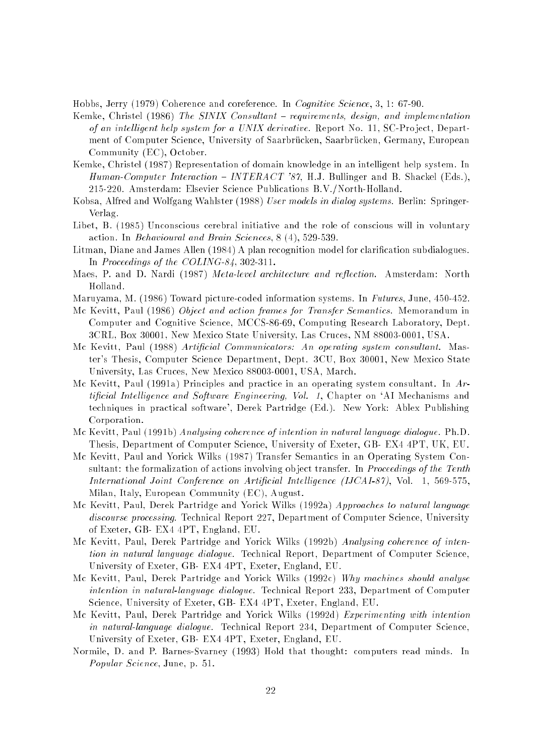Hobbs, Jerry (1979) Coherence and coreference. In *Cognitive Science*, 3, 1: 67-90.

Kemke, Christel (1986) *The SINIX Consultant – requirements, design, and implementation of an intelligent help system for a UNIX derivative.* Report No. 11, SC-Project, Department of Computer Science, University of Saarbrücken, Saarbrücken, Germany, European Community (EC), October.

Kemke, Christel (1987) Representation of domain knowledge in an intelligent help system. In *Human-Computer Interaction – INTERACT '87*, H.J. Bullinger and B. Shackel (Eds.), 215-220. Amsterdam: Elsevier Science Publications B.V./North-Holland.

Kobsa, Alfred and Wolfgang Wahlster (1988) *User models in dialog systems.* Berlin: Springer-Verlag.

Libet, B. (1985) Unconscious cerebral initiative and the role of conscious will in voluntary action. In *Behavioural and Brain Sciences*, 8 (4), 529-539.

Litman, Diane and James Allen (1984) A plan recognition model for clarification subdialogues. In *Proceedings of the COLING-84*, 302-311.

Maes, P. and D. Nardi (1987) *Meta-level architecture and reflection.* Amsterdam: North Holland.

Maruyama, M. (1986) Toward picture-coded information systems. In *Futures*, June, 450-452.

Mc Kevitt, Paul (1986) *Object and action frames for Transfer Semantics.* Memorandum in Computer and Cognitive Science, MCCS-86-69, Computing Research Laboratory, Dept. 3CRL, Box 30001, New Mexico State University, Las Cruces, NM 88003-0001, USA.

Mc Kevitt, Paul (1988) *Artificial Communicators: An operating system consultant.* Master's Thesis, Computer Science Department, Dept. 3CU, Box 30001, New Mexico State University, Las Cruces, New Mexico 88003-0001, USA, March.

Mc Kevitt, Paul (1991a) Principles and practice in an operating system consultant. In *Artificial Intelligence and Software Engineering, Vol. 1*, Chapter on 'AI Mechanisms and techniques in practical software', Derek Partridge (Ed.). New York: Ablex Publishing Corporation.

Mc Kevitt, Paul (1991b) *Analysing coherence of intention in natural language dialogue.* Ph.D. Thesis, Department of Computer Science, University of Exeter, GB- EX4 4PT, UK, EU.

Mc Kevitt, Paul and Yorick Wilks (1987) Transfer Semantics in an Operating System Consultant: the formalization of actions involving object transfer. In *Proceedings of the Tenth International Joint Conference on Artificial Intelligence (IJCAI-87)*, Vol. 1, 569-575, Milan, Italy, European Community (EC), August.

Mc Kevitt, Paul, Derek Partridge and Yorick Wilks (1992a) *Approaches to natural language discourse processing.* Technical Report 227, Department of Computer Science, University of Exeter, GB- EX4 4PT, England, EU.

Mc Kevitt, Paul, Derek Partridge and Yorick Wilks (1992b) *Analysing coherence of intention in natural language dialogue.* Technical Report, Department of Computer Science, University of Exeter, GB- EX4 4PT, Exeter, England, EU.

Mc Kevitt, Paul, Derek Partridge and Yorick Wilks (1992c) *Why machines should analyse intention in natural-language dialogue.* Technical Report 233, Department of Computer Science, University of Exeter, GB- EX4 4PT, Exeter, England, EU.

Mc Kevitt, Paul, Derek Partridge and Yorick Wilks (1992d) *Experimenting with intention in natural-language dialogue.* Technical Report 234, Department of Computer Science, University of Exeter, GB- EX4 4PT, Exeter, England, EU.

Normile, D. and P. Barnes-Svarney (1993) Hold that thought: computers read minds. In *Popular Science*, June, p. 51.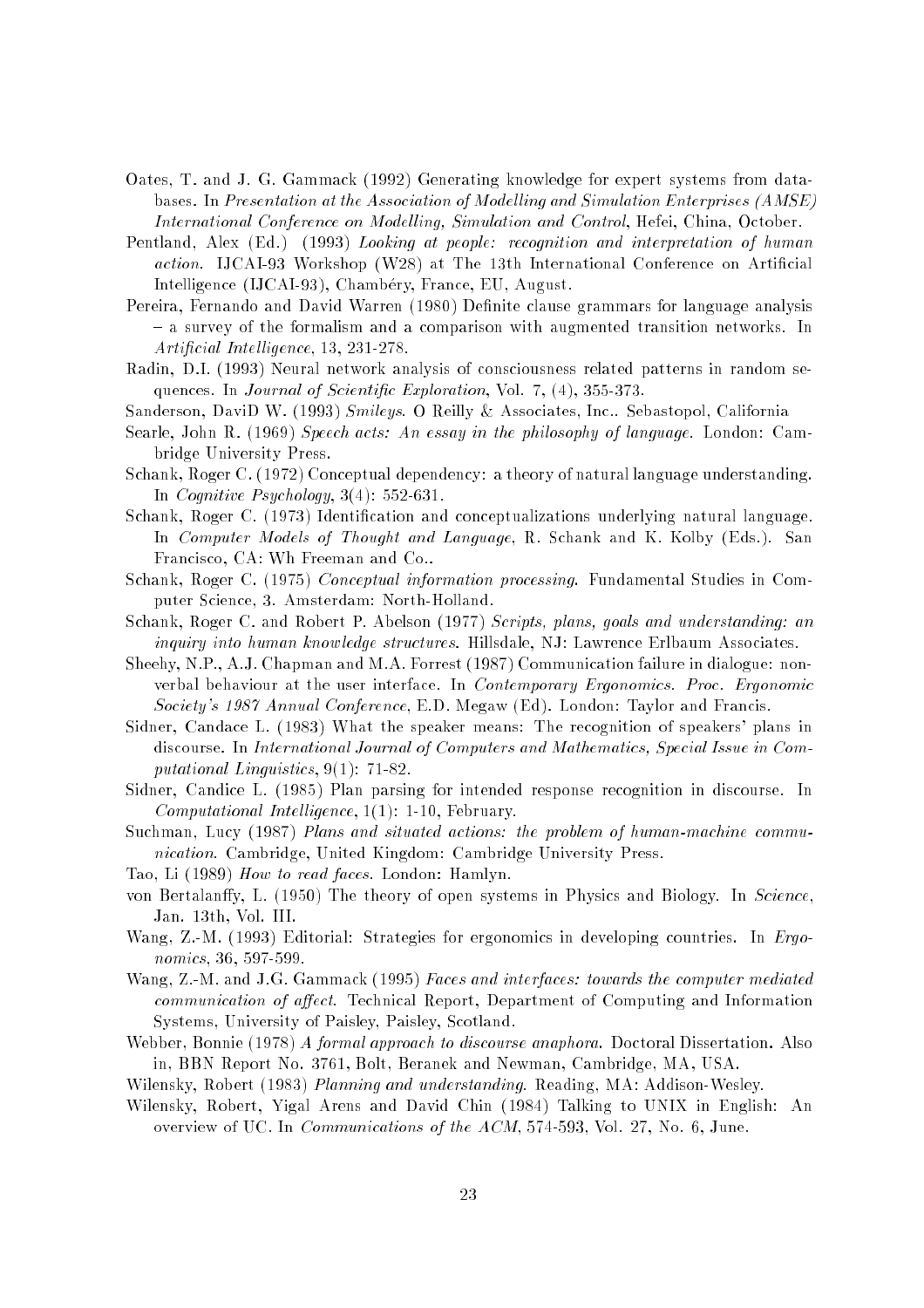Oates, T. and J. G. Gammack (1992) Generating knowledge for expert systems from databases. In *Presentation at the Association of Modelling and Simulation Enterprises (AMSE) International Conference on Modelling, Simulation and Control*, Hefei, China, October.

Pentland, Alex (Ed.) (1993) *Looking at people: recognition and interpretation of human action.* IJCAI-93 Workshop (W28) at The 13th International Conference on Artificial Intelligence (IJCAI-93), Chambéry, France, EU, August.

Pereira, Fernando and David Warren (1980) Definite clause grammars for language analysis – a survey of the formalism and a comparison with augmented transition networks. In *Artificial Intelligence*, 13, 231-278.

Radin, D.I. (1993) Neural network analysis of consciousness related patterns in random sequences. In *Journal of Scientific Exploration*, Vol. 7, (4), 355-373.

Sanderson, DaviD W. (1993) *Smileys*. O Reilly & Associates, Inc.. Sebastopol, California

Searle, John R. (1969) *Speech acts: An essay in the philosophy of language.* London: Cambridge University Press.

Schank, Roger C. (1972) Conceptual dependency: a theory of natural language understanding. In *Cognitive Psychology*, 3(4): 552-631.

Schank, Roger C. (1973) Identification and conceptualizations underlying natural language. In *Computer Models of Thought and Language*, R. Schank and K. Kolby (Eds.). San Francisco, CA: Wh Freeman and Co..

Schank, Roger C. (1975) *Conceptual information processing.* Fundamental Studies in Computer Science, 3. Amsterdam: North-Holland.

Schank, Roger C. and Robert P. Abelson (1977) *Scripts, plans, goals and understanding: an inquiry into human knowledge structures.* Hillsdale, NJ: Lawrence Erlbaum Associates.

Sheehy, N.P., A.J. Chapman and M.A. Forrest (1987) Communication failure in dialogue: nonverbal behaviour at the user interface. In *Contemporary Ergonomics. Proc. Ergonomic Society's 1987 Annual Conference*, E.D. Megaw (Ed). London: Taylor and Francis.

Sidner, Candace L. (1983) What the speaker means: The recognition of speakers' plans in discourse. In *International Journal of Computers and Mathematics, Special Issue in Computational Linguistics*, 9(1): 71-82.

Sidner, Candice L. (1985) Plan parsing for intended response recognition in discourse. In *Computational Intelligence*, 1(1): 1-10, February.

Suchman, Lucy (1987) *Plans and situated actions: the problem of human-machine communication.* Cambridge, United Kingdom: Cambridge University Press.

Tao, Li (1989) *How to read faces.* London: Hamlyn.

von Bertalanffy, L. (1950) The theory of open systems in Physics and Biology. In *Science*, Jan. 13th, Vol. III.

Wang, Z.-M. (1993) Editorial: Strategies for ergonomics in developing countries. In *Ergonomics*, 36, 597-599.

Wang, Z.-M. and J.G. Gammack (1995) *Faces and interfaces: towards the computer mediated communication of affect.* Technical Report, Department of Computing and Information Systems, University of Paisley, Paisley, Scotland.

Webber, Bonnie (1978) *A formal approach to discourse anaphora.* Doctoral Dissertation. Also in, BBN Report No. 3761, Bolt, Beranek and Newman, Cambridge, MA, USA.

Wilensky, Robert (1983) *Planning and understanding.* Reading, MA: Addison-Wesley.

Wilensky, Robert, Yigal Arens and David Chin (1984) Talking to UNIX in English: An overview of UC. In *Communications of the ACM*, 574-593, Vol. 27, No. 6, June.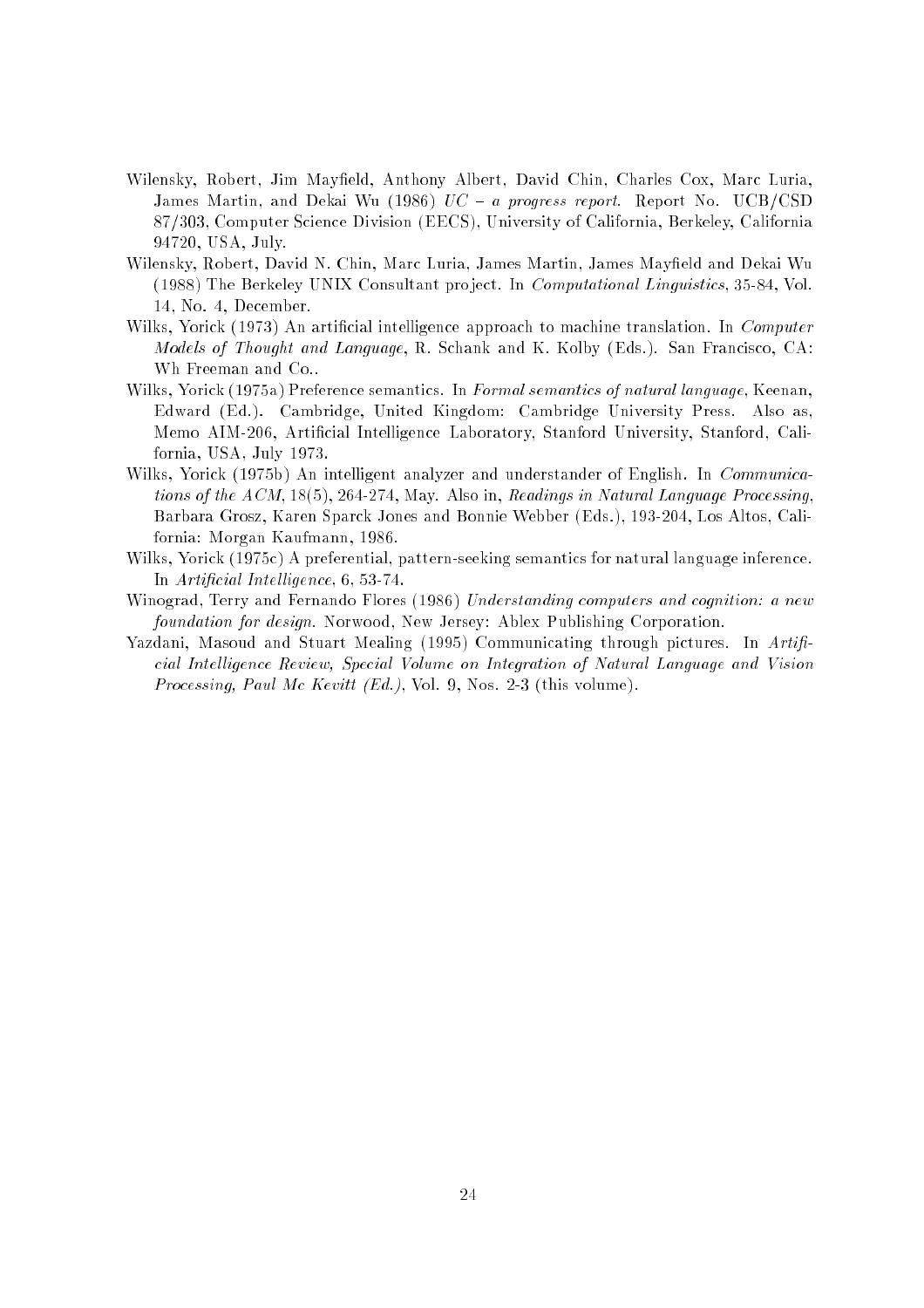Wilensky, Robert, Jim Mayfield, Anthony Albert, David Chin, Charles Cox, Marc Luria, James Martin, and Dekai Wu (1986) *UC – a progress report*. Report No. UCB/CSD 87/303, Computer Science Division (EECS), University of California, Berkeley, California 94720, USA, July.

Wilensky, Robert, David N. Chin, Marc Luria, James Martin, James Mayfield and Dekai Wu (1988) The Berkeley UNIX Consultant project. In *Computational Linguistics*, 35-84, Vol. 14, No. 4, December.

Wilks, Yorick (1973) An artificial intelligence approach to machine translation. In *Computer Models of Thought and Language*, R. Schank and K. Kolby (Eds.). San Francisco, CA: Wh Freeman and Co..

Wilks, Yorick (1975a) Preference semantics. In *Formal semantics of natural language*, Keenan, Edward (Ed.). Cambridge, United Kingdom: Cambridge University Press. Also as, Memo AIM-206, Artificial Intelligence Laboratory, Stanford University, Stanford, California, USA, July 1973.

Wilks, Yorick (1975b) An intelligent analyzer and understander of English. In *Communications of the ACM*, 18(5), 264-274, May. Also in, *Readings in Natural Language Processing*, Barbara Grosz, Karen Sparck Jones and Bonnie Webber (Eds.), 193-204, Los Altos, California: Morgan Kaufmann, 1986.

Wilks, Yorick (1975c) A preferential, pattern-seeking semantics for natural language inference. In *Artificial Intelligence*, 6, 53-74.

Winograd, Terry and Fernando Flores (1986) *Understanding computers and cognition: a new foundation for design*. Norwood, New Jersey: Ablex Publishing Corporation.

Yazdani, Masoud and Stuart Mealing (1995) Communicating through pictures. In *Artificial Intelligence Review, Special Volume on Integration of Natural Language and Vision Processing, Paul Mc Kevitt (Ed.)*, Vol. 9, Nos. 2-3 (this volume).